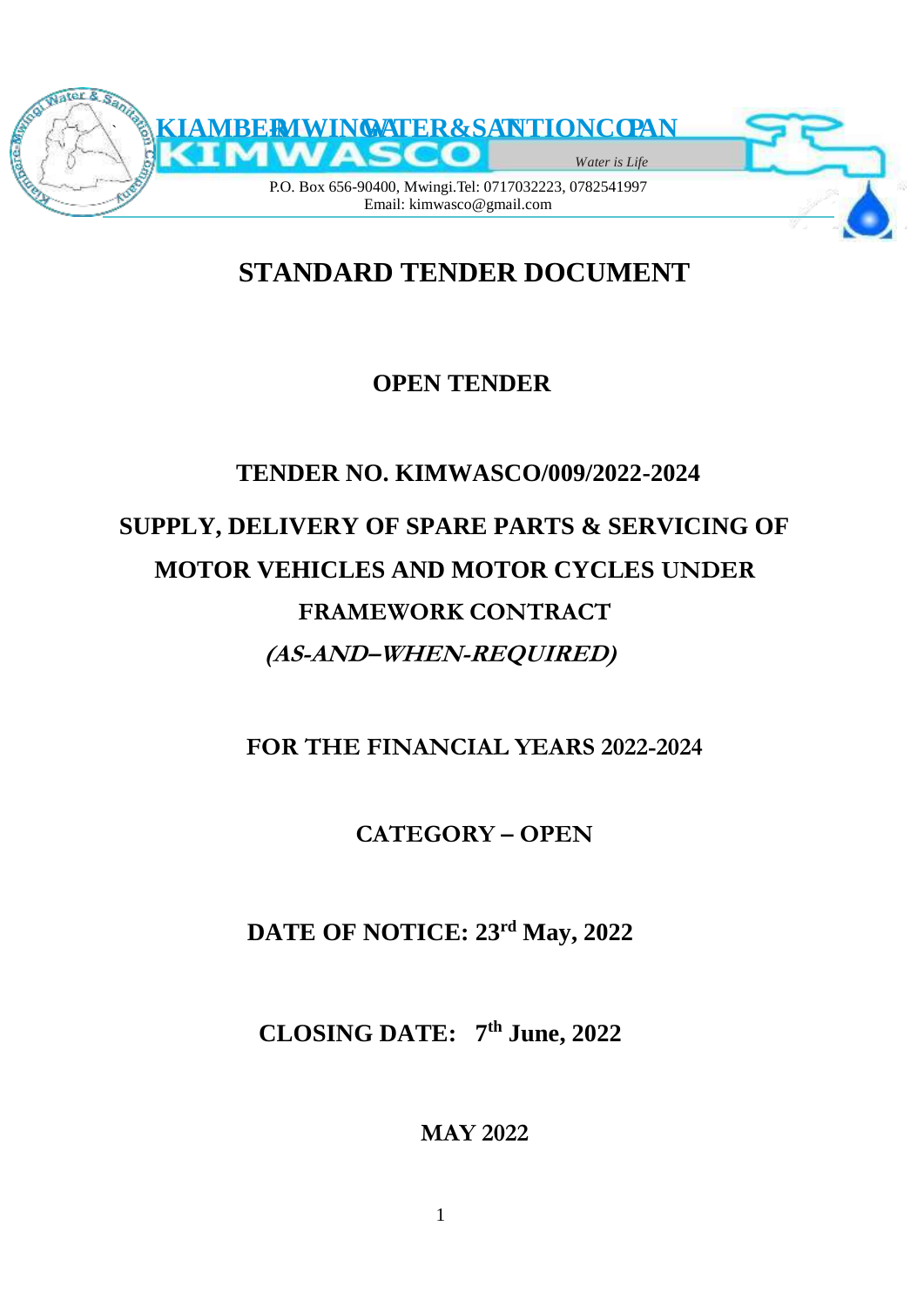KIAMBERE-MWINGI WATER & SANITATION COMPANY

KIMWASCO

*Water is Life*

P.O. Box 656-90400, Mwingi.Tel: 0717032223, 0782541997
Email: kimwasco@gmail.com

# STANDARD TENDER DOCUMENT

## OPEN TENDER

## TENDER NO. KIMWASCO/009/2022-2024

## SUPPLY, DELIVERY OF SPARE PARTS & SERVICING OF MOTOR VEHICLES AND MOTOR CYCLES UNDER FRAMEWORK CONTRACT

***(AS-AND–WHEN-REQUIRED)***

**FOR THE FINANCIAL YEARS 2022-2024**

**CATEGORY – OPEN**

**DATE OF NOTICE: 23rd May, 2022**

**CLOSING DATE: 7th June, 2022**

**MAY 2022**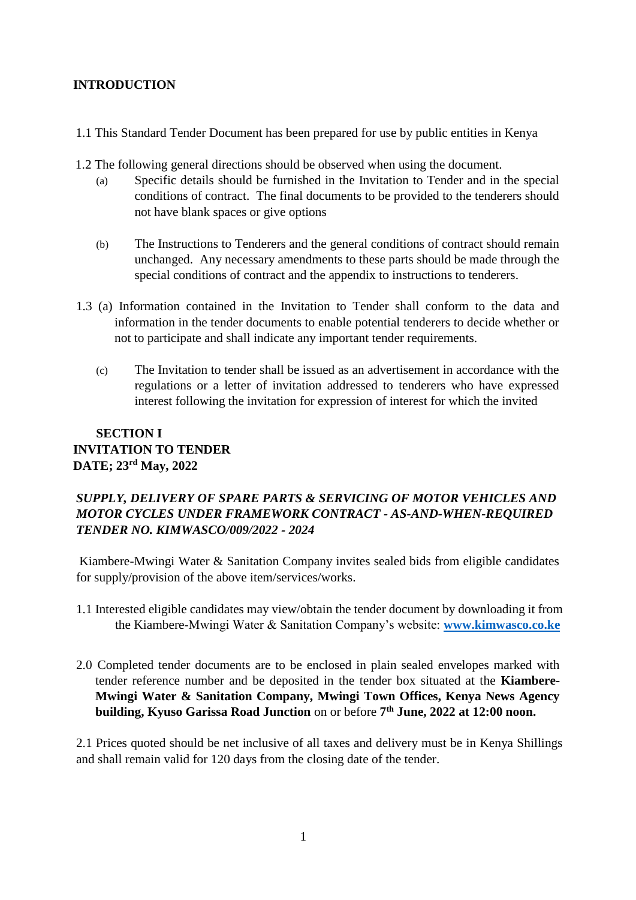**INTRODUCTION**

1.1 This Standard Tender Document has been prepared for use by public entities in Kenya

1.2 The following general directions should be observed when using the document.

(a) Specific details should be furnished in the Invitation to Tender and in the special conditions of contract. The final documents to be provided to the tenderers should not have blank spaces or give options

(b) The Instructions to Tenderers and the general conditions of contract should remain unchanged. Any necessary amendments to these parts should be made through the special conditions of contract and the appendix to instructions to tenderers.

1.3 (a) Information contained in the Invitation to Tender shall conform to the data and information in the tender documents to enable potential tenderers to decide whether or not to participate and shall indicate any important tender requirements.

(c) The Invitation to tender shall be issued as an advertisement in accordance with the regulations or a letter of invitation addressed to tenderers who have expressed interest following the invitation for expression of interest for which the invited

**SECTION I**
**INVITATION TO TENDER**
**DATE; 23rd May, 2022**

***SUPPLY, DELIVERY OF SPARE PARTS & SERVICING OF MOTOR VEHICLES AND MOTOR CYCLES UNDER FRAMEWORK CONTRACT - AS-AND-WHEN-REQUIRED TENDER NO. KIMWASCO/009/2022 - 2024***

Kiambere-Mwingi Water & Sanitation Company invites sealed bids from eligible candidates for supply/provision of the above item/services/works.

1.1 Interested eligible candidates may view/obtain the tender document by downloading it from the Kiambere-Mwingi Water & Sanitation Company's website: **www.kimwasco.co.ke**

2.0 Completed tender documents are to be enclosed in plain sealed envelopes marked with tender reference number and be deposited in the tender box situated at the **Kiambere-Mwingi Water & Sanitation Company, Mwingi Town Offices, Kenya News Agency building, Kyuso Garissa Road Junction** on or before **7th June, 2022 at 12:00 noon.**

2.1 Prices quoted should be net inclusive of all taxes and delivery must be in Kenya Shillings and shall remain valid for 120 days from the closing date of the tender.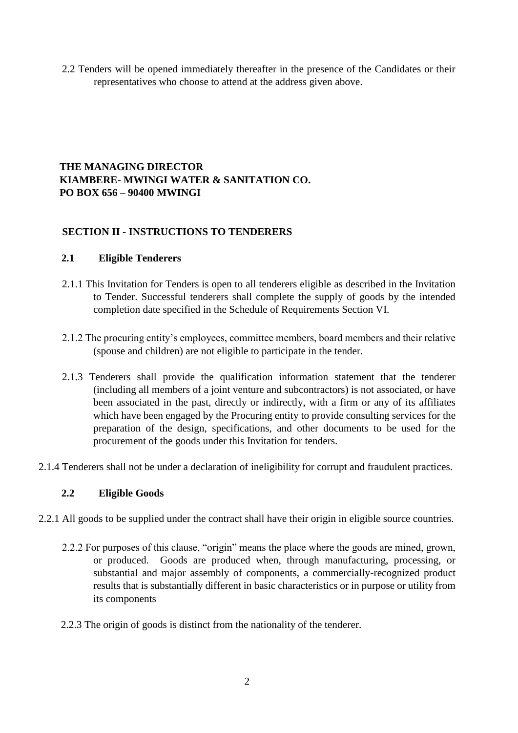2.2 Tenders will be opened immediately thereafter in the presence of the Candidates or their representatives who choose to attend at the address given above.

**THE MANAGING DIRECTOR**
**KIAMBERE- MWINGI WATER & SANITATION CO.**
**PO BOX 656 – 90400 MWINGI**

## SECTION II - INSTRUCTIONS TO TENDERERS

### 2.1 Eligible Tenderers

2.1.1 This Invitation for Tenders is open to all tenderers eligible as described in the Invitation to Tender. Successful tenderers shall complete the supply of goods by the intended completion date specified in the Schedule of Requirements Section VI.

2.1.2 The procuring entity's employees, committee members, board members and their relative (spouse and children) are not eligible to participate in the tender.

2.1.3 Tenderers shall provide the qualification information statement that the tenderer (including all members of a joint venture and subcontractors) is not associated, or have been associated in the past, directly or indirectly, with a firm or any of its affiliates which have been engaged by the Procuring entity to provide consulting services for the preparation of the design, specifications, and other documents to be used for the procurement of the goods under this Invitation for tenders.

2.1.4 Tenderers shall not be under a declaration of ineligibility for corrupt and fraudulent practices.

### 2.2 Eligible Goods

2.2.1 All goods to be supplied under the contract shall have their origin in eligible source countries.

2.2.2 For purposes of this clause, "origin" means the place where the goods are mined, grown, or produced. Goods are produced when, through manufacturing, processing, or substantial and major assembly of components, a commercially-recognized product results that is substantially different in basic characteristics or in purpose or utility from its components

2.2.3 The origin of goods is distinct from the nationality of the tenderer.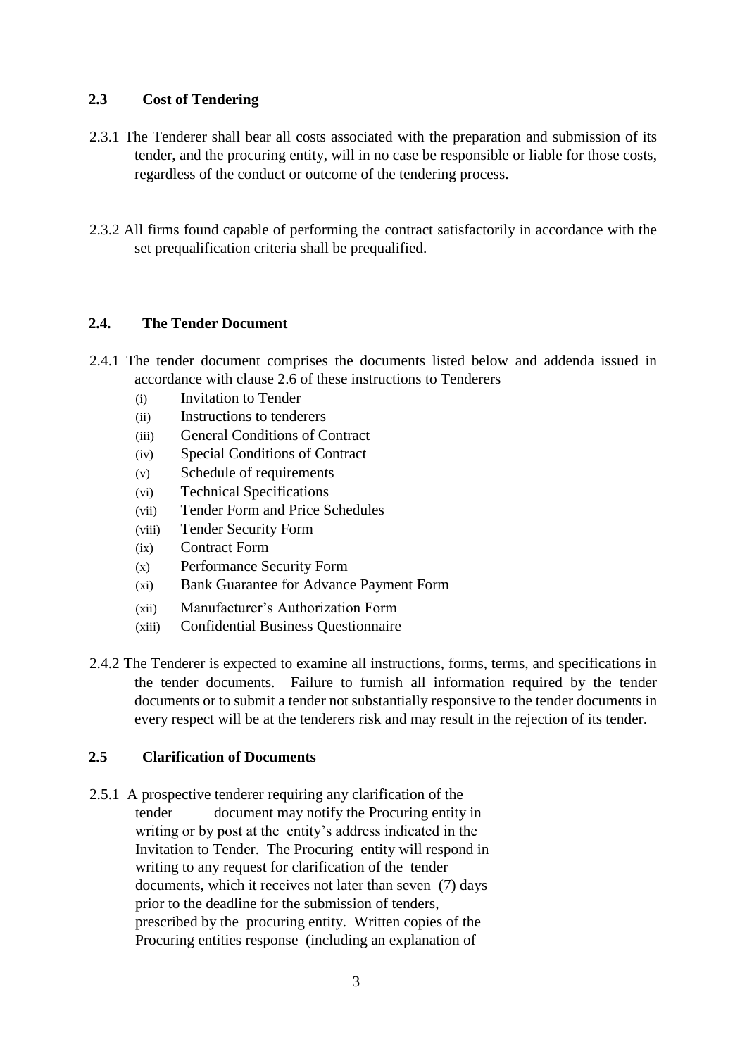## 2.3 Cost of Tendering

2.3.1 The Tenderer shall bear all costs associated with the preparation and submission of its tender, and the procuring entity, will in no case be responsible or liable for those costs, regardless of the conduct or outcome of the tendering process.

2.3.2 All firms found capable of performing the contract satisfactorily in accordance with the set prequalification criteria shall be prequalified.

## 2.4. The Tender Document

2.4.1 The tender document comprises the documents listed below and addenda issued in accordance with clause 2.6 of these instructions to Tenderers

- (i) Invitation to Tender
- (ii) Instructions to tenderers
- (iii) General Conditions of Contract
- (iv) Special Conditions of Contract
- (v) Schedule of requirements
- (vi) Technical Specifications
- (vii) Tender Form and Price Schedules
- (viii) Tender Security Form
- (ix) Contract Form
- (x) Performance Security Form
- (xi) Bank Guarantee for Advance Payment Form
- (xii) Manufacturer's Authorization Form
- (xiii) Confidential Business Questionnaire

2.4.2 The Tenderer is expected to examine all instructions, forms, terms, and specifications in the tender documents. Failure to furnish all information required by the tender documents or to submit a tender not substantially responsive to the tender documents in every respect will be at the tenderers risk and may result in the rejection of its tender.

## 2.5 Clarification of Documents

2.5.1 A prospective tenderer requiring any clarification of the tender document may notify the Procuring entity in writing or by post at the entity's address indicated in the Invitation to Tender. The Procuring entity will respond in writing to any request for clarification of the tender documents, which it receives not later than seven (7) days prior to the deadline for the submission of tenders, prescribed by the procuring entity. Written copies of the Procuring entities response (including an explanation of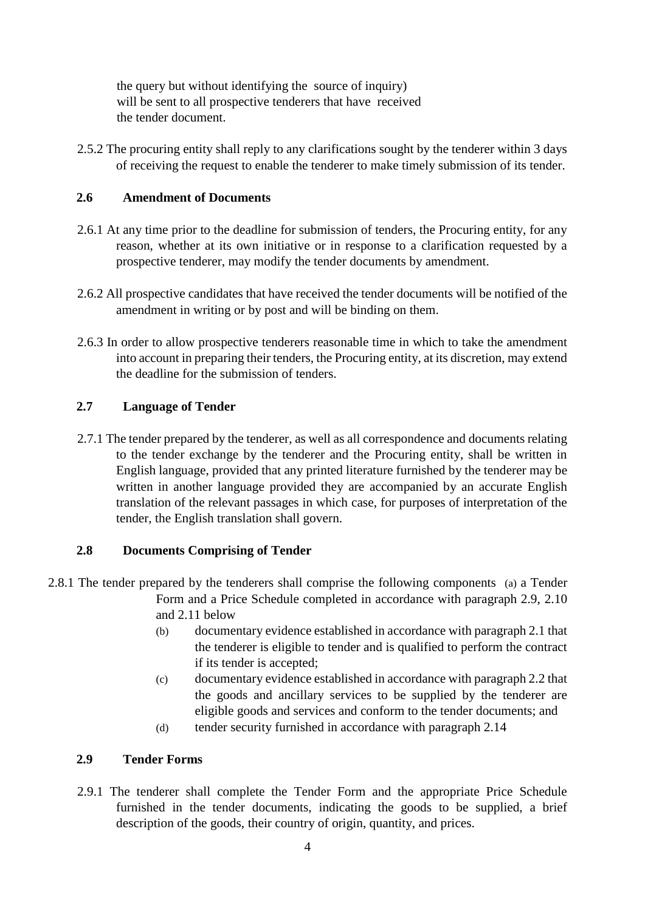the query but without identifying the source of inquiry) will be sent to all prospective tenderers that have received the tender document.

2.5.2 The procuring entity shall reply to any clarifications sought by the tenderer within 3 days of receiving the request to enable the tenderer to make timely submission of its tender.

## 2.6 Amendment of Documents

2.6.1 At any time prior to the deadline for submission of tenders, the Procuring entity, for any reason, whether at its own initiative or in response to a clarification requested by a prospective tenderer, may modify the tender documents by amendment.

2.6.2 All prospective candidates that have received the tender documents will be notified of the amendment in writing or by post and will be binding on them.

2.6.3 In order to allow prospective tenderers reasonable time in which to take the amendment into account in preparing their tenders, the Procuring entity, at its discretion, may extend the deadline for the submission of tenders.

## 2.7 Language of Tender

2.7.1 The tender prepared by the tenderer, as well as all correspondence and documents relating to the tender exchange by the tenderer and the Procuring entity, shall be written in English language, provided that any printed literature furnished by the tenderer may be written in another language provided they are accompanied by an accurate English translation of the relevant passages in which case, for purposes of interpretation of the tender, the English translation shall govern.

## 2.8 Documents Comprising of Tender

2.8.1 The tender prepared by the tenderers shall comprise the following components (a) a Tender Form and a Price Schedule completed in accordance with paragraph 2.9, 2.10 and 2.11 below

(b) documentary evidence established in accordance with paragraph 2.1 that the tenderer is eligible to tender and is qualified to perform the contract if its tender is accepted;

(c) documentary evidence established in accordance with paragraph 2.2 that the goods and ancillary services to be supplied by the tenderer are eligible goods and services and conform to the tender documents; and

(d) tender security furnished in accordance with paragraph 2.14

## 2.9 Tender Forms

2.9.1 The tenderer shall complete the Tender Form and the appropriate Price Schedule furnished in the tender documents, indicating the goods to be supplied, a brief description of the goods, their country of origin, quantity, and prices.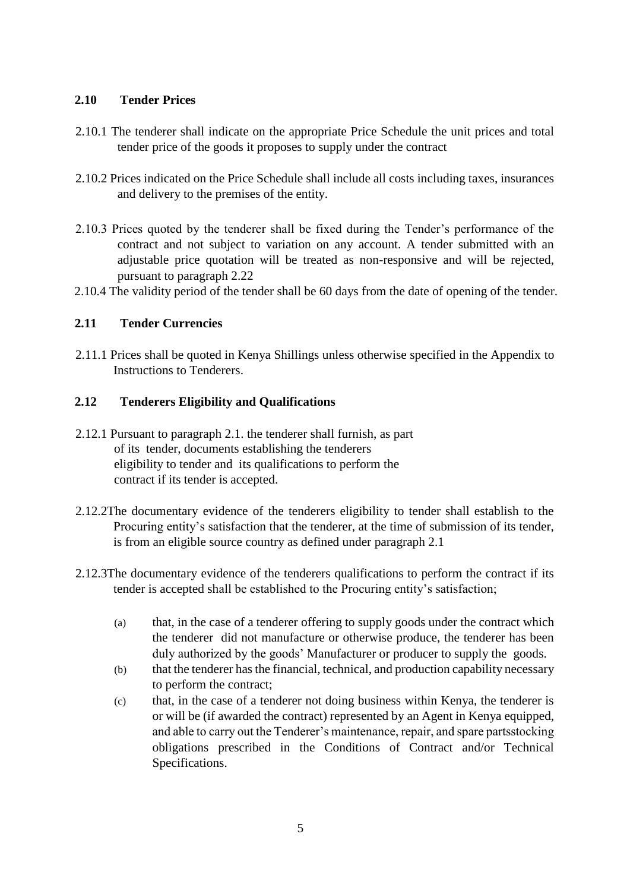## 2.10 Tender Prices

2.10.1 The tenderer shall indicate on the appropriate Price Schedule the unit prices and total tender price of the goods it proposes to supply under the contract

2.10.2 Prices indicated on the Price Schedule shall include all costs including taxes, insurances and delivery to the premises of the entity.

2.10.3 Prices quoted by the tenderer shall be fixed during the Tender's performance of the contract and not subject to variation on any account. A tender submitted with an adjustable price quotation will be treated as non-responsive and will be rejected, pursuant to paragraph 2.22

2.10.4 The validity period of the tender shall be 60 days from the date of opening of the tender.

## 2.11 Tender Currencies

2.11.1 Prices shall be quoted in Kenya Shillings unless otherwise specified in the Appendix to Instructions to Tenderers.

## 2.12 Tenderers Eligibility and Qualifications

2.12.1 Pursuant to paragraph 2.1. the tenderer shall furnish, as part of its tender, documents establishing the tenderers eligibility to tender and its qualifications to perform the contract if its tender is accepted.

2.12.2The documentary evidence of the tenderers eligibility to tender shall establish to the Procuring entity's satisfaction that the tenderer, at the time of submission of its tender, is from an eligible source country as defined under paragraph 2.1

2.12.3The documentary evidence of the tenderers qualifications to perform the contract if its tender is accepted shall be established to the Procuring entity's satisfaction;

(a) that, in the case of a tenderer offering to supply goods under the contract which the tenderer did not manufacture or otherwise produce, the tenderer has been duly authorized by the goods' Manufacturer or producer to supply the goods.

(b) that the tenderer has the financial, technical, and production capability necessary to perform the contract;

(c) that, in the case of a tenderer not doing business within Kenya, the tenderer is or will be (if awarded the contract) represented by an Agent in Kenya equipped, and able to carry out the Tenderer's maintenance, repair, and spare partsstocking obligations prescribed in the Conditions of Contract and/or Technical Specifications.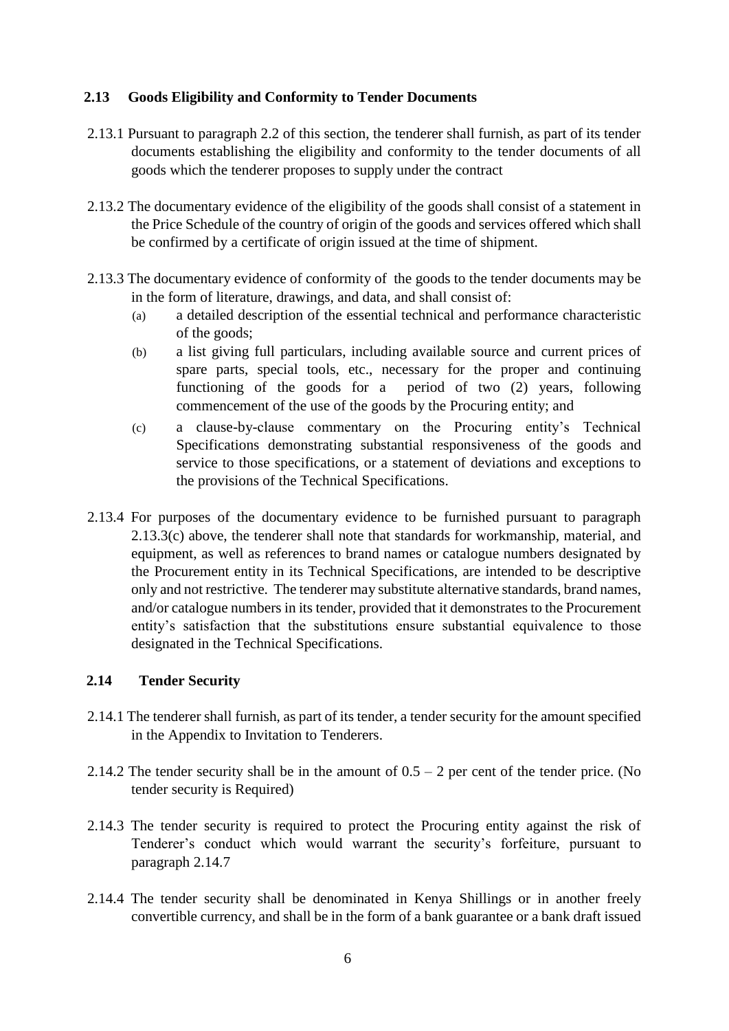## 2.13 Goods Eligibility and Conformity to Tender Documents

2.13.1 Pursuant to paragraph 2.2 of this section, the tenderer shall furnish, as part of its tender documents establishing the eligibility and conformity to the tender documents of all goods which the tenderer proposes to supply under the contract

2.13.2 The documentary evidence of the eligibility of the goods shall consist of a statement in the Price Schedule of the country of origin of the goods and services offered which shall be confirmed by a certificate of origin issued at the time of shipment.

2.13.3 The documentary evidence of conformity of the goods to the tender documents may be in the form of literature, drawings, and data, and shall consist of:

(a) a detailed description of the essential technical and performance characteristic of the goods;

(b) a list giving full particulars, including available source and current prices of spare parts, special tools, etc., necessary for the proper and continuing functioning of the goods for a period of two (2) years, following commencement of the use of the goods by the Procuring entity; and

(c) a clause-by-clause commentary on the Procuring entity's Technical Specifications demonstrating substantial responsiveness of the goods and service to those specifications, or a statement of deviations and exceptions to the provisions of the Technical Specifications.

2.13.4 For purposes of the documentary evidence to be furnished pursuant to paragraph 2.13.3(c) above, the tenderer shall note that standards for workmanship, material, and equipment, as well as references to brand names or catalogue numbers designated by the Procurement entity in its Technical Specifications, are intended to be descriptive only and not restrictive. The tenderer may substitute alternative standards, brand names, and/or catalogue numbers in its tender, provided that it demonstrates to the Procurement entity's satisfaction that the substitutions ensure substantial equivalence to those designated in the Technical Specifications.

## 2.14 Tender Security

2.14.1 The tenderer shall furnish, as part of its tender, a tender security for the amount specified in the Appendix to Invitation to Tenderers.

2.14.2 The tender security shall be in the amount of 0.5 – 2 per cent of the tender price. (No tender security is Required)

2.14.3 The tender security is required to protect the Procuring entity against the risk of Tenderer's conduct which would warrant the security's forfeiture, pursuant to paragraph 2.14.7

2.14.4 The tender security shall be denominated in Kenya Shillings or in another freely convertible currency, and shall be in the form of a bank guarantee or a bank draft issued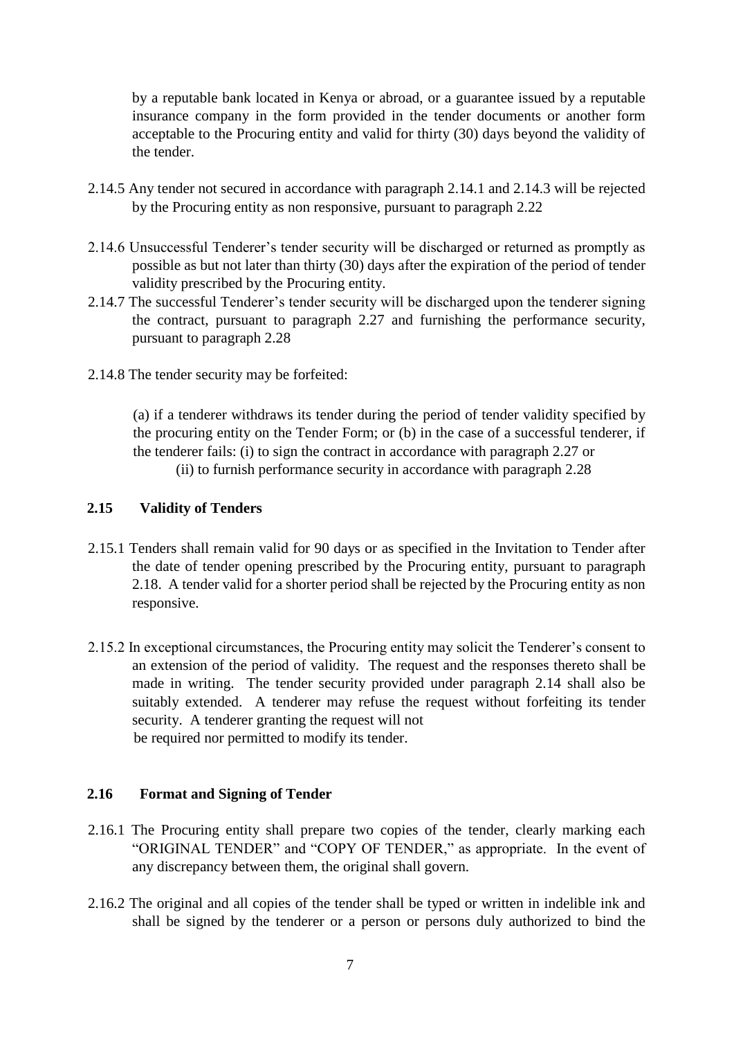by a reputable bank located in Kenya or abroad, or a guarantee issued by a reputable insurance company in the form provided in the tender documents or another form acceptable to the Procuring entity and valid for thirty (30) days beyond the validity of the tender.

2.14.5 Any tender not secured in accordance with paragraph 2.14.1 and 2.14.3 will be rejected by the Procuring entity as non responsive, pursuant to paragraph 2.22

2.14.6 Unsuccessful Tenderer's tender security will be discharged or returned as promptly as possible as but not later than thirty (30) days after the expiration of the period of tender validity prescribed by the Procuring entity.

2.14.7 The successful Tenderer's tender security will be discharged upon the tenderer signing the contract, pursuant to paragraph 2.27 and furnishing the performance security, pursuant to paragraph 2.28

2.14.8 The tender security may be forfeited:

(a) if a tenderer withdraws its tender during the period of tender validity specified by the procuring entity on the Tender Form; or (b) in the case of a successful tenderer, if the tenderer fails: (i) to sign the contract in accordance with paragraph 2.27 or
(ii) to furnish performance security in accordance with paragraph 2.28

## 2.15 Validity of Tenders

2.15.1 Tenders shall remain valid for 90 days or as specified in the Invitation to Tender after the date of tender opening prescribed by the Procuring entity, pursuant to paragraph 2.18. A tender valid for a shorter period shall be rejected by the Procuring entity as non responsive.

2.15.2 In exceptional circumstances, the Procuring entity may solicit the Tenderer's consent to an extension of the period of validity. The request and the responses thereto shall be made in writing. The tender security provided under paragraph 2.14 shall also be suitably extended. A tenderer may refuse the request without forfeiting its tender security. A tenderer granting the request will not be required nor permitted to modify its tender.

## 2.16 Format and Signing of Tender

2.16.1 The Procuring entity shall prepare two copies of the tender, clearly marking each "ORIGINAL TENDER" and "COPY OF TENDER," as appropriate. In the event of any discrepancy between them, the original shall govern.

2.16.2 The original and all copies of the tender shall be typed or written in indelible ink and shall be signed by the tenderer or a person or persons duly authorized to bind the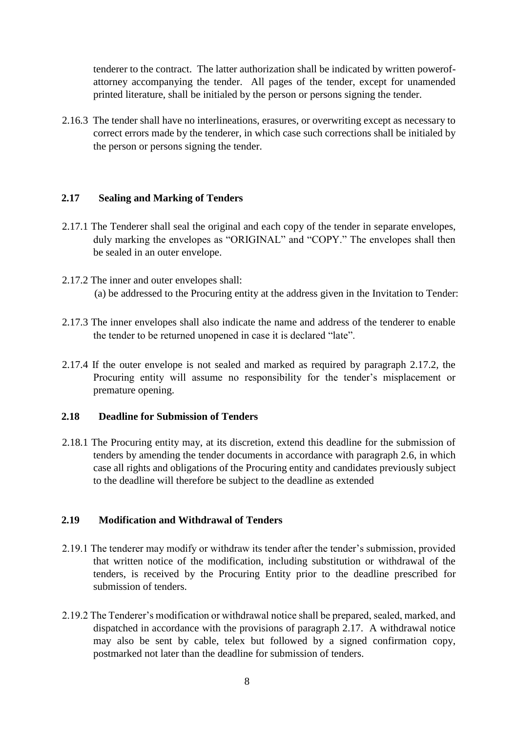tenderer to the contract. The latter authorization shall be indicated by written powerof-attorney accompanying the tender. All pages of the tender, except for unamended printed literature, shall be initialed by the person or persons signing the tender.

2.16.3 The tender shall have no interlineations, erasures, or overwriting except as necessary to correct errors made by the tenderer, in which case such corrections shall be initialed by the person or persons signing the tender.

### 2.17 Sealing and Marking of Tenders

2.17.1 The Tenderer shall seal the original and each copy of the tender in separate envelopes, duly marking the envelopes as "ORIGINAL" and "COPY." The envelopes shall then be sealed in an outer envelope.

2.17.2 The inner and outer envelopes shall:

(a) be addressed to the Procuring entity at the address given in the Invitation to Tender:

2.17.3 The inner envelopes shall also indicate the name and address of the tenderer to enable the tender to be returned unopened in case it is declared "late".

2.17.4 If the outer envelope is not sealed and marked as required by paragraph 2.17.2, the Procuring entity will assume no responsibility for the tender's misplacement or premature opening.

### 2.18 Deadline for Submission of Tenders

2.18.1 The Procuring entity may, at its discretion, extend this deadline for the submission of tenders by amending the tender documents in accordance with paragraph 2.6, in which case all rights and obligations of the Procuring entity and candidates previously subject to the deadline will therefore be subject to the deadline as extended

### 2.19 Modification and Withdrawal of Tenders

2.19.1 The tenderer may modify or withdraw its tender after the tender's submission, provided that written notice of the modification, including substitution or withdrawal of the tenders, is received by the Procuring Entity prior to the deadline prescribed for submission of tenders.

2.19.2 The Tenderer's modification or withdrawal notice shall be prepared, sealed, marked, and dispatched in accordance with the provisions of paragraph 2.17. A withdrawal notice may also be sent by cable, telex but followed by a signed confirmation copy, postmarked not later than the deadline for submission of tenders.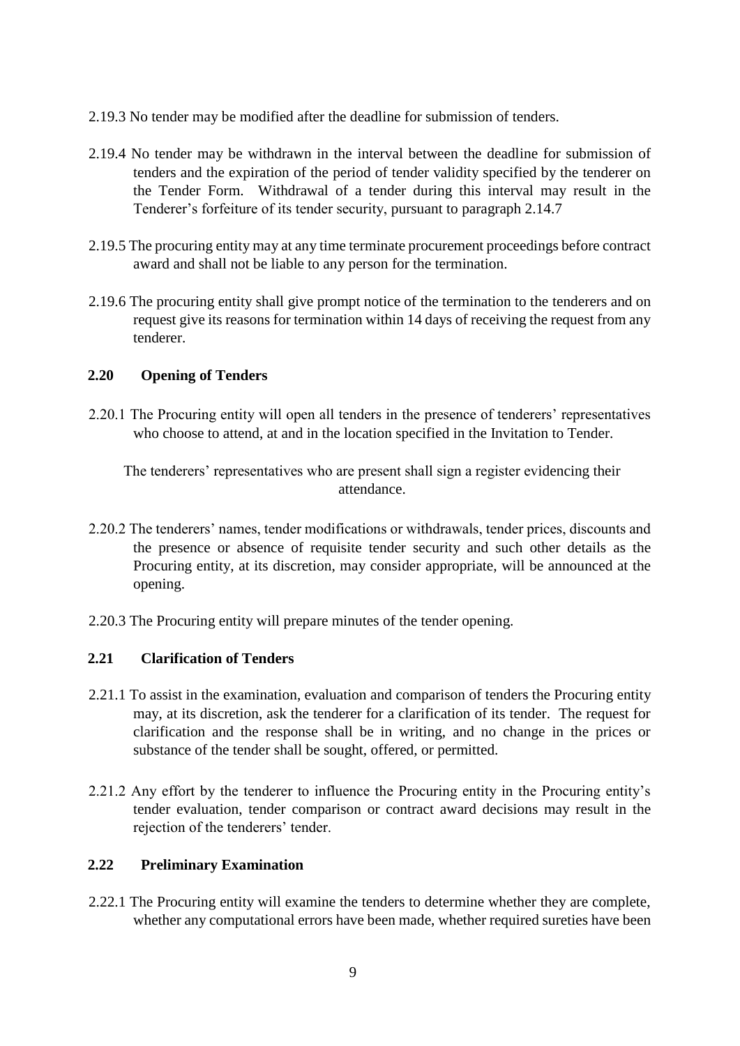2.19.3 No tender may be modified after the deadline for submission of tenders.

2.19.4 No tender may be withdrawn in the interval between the deadline for submission of tenders and the expiration of the period of tender validity specified by the tenderer on the Tender Form. Withdrawal of a tender during this interval may result in the Tenderer's forfeiture of its tender security, pursuant to paragraph 2.14.7

2.19.5 The procuring entity may at any time terminate procurement proceedings before contract award and shall not be liable to any person for the termination.

2.19.6 The procuring entity shall give prompt notice of the termination to the tenderers and on request give its reasons for termination within 14 days of receiving the request from any tenderer.

### 2.20 Opening of Tenders

2.20.1 The Procuring entity will open all tenders in the presence of tenderers' representatives who choose to attend, at and in the location specified in the Invitation to Tender.

The tenderers' representatives who are present shall sign a register evidencing their attendance.

2.20.2 The tenderers' names, tender modifications or withdrawals, tender prices, discounts and the presence or absence of requisite tender security and such other details as the Procuring entity, at its discretion, may consider appropriate, will be announced at the opening.

2.20.3 The Procuring entity will prepare minutes of the tender opening.

### 2.21 Clarification of Tenders

2.21.1 To assist in the examination, evaluation and comparison of tenders the Procuring entity may, at its discretion, ask the tenderer for a clarification of its tender. The request for clarification and the response shall be in writing, and no change in the prices or substance of the tender shall be sought, offered, or permitted.

2.21.2 Any effort by the tenderer to influence the Procuring entity in the Procuring entity's tender evaluation, tender comparison or contract award decisions may result in the rejection of the tenderers' tender.

### 2.22 Preliminary Examination

2.22.1 The Procuring entity will examine the tenders to determine whether they are complete, whether any computational errors have been made, whether required sureties have been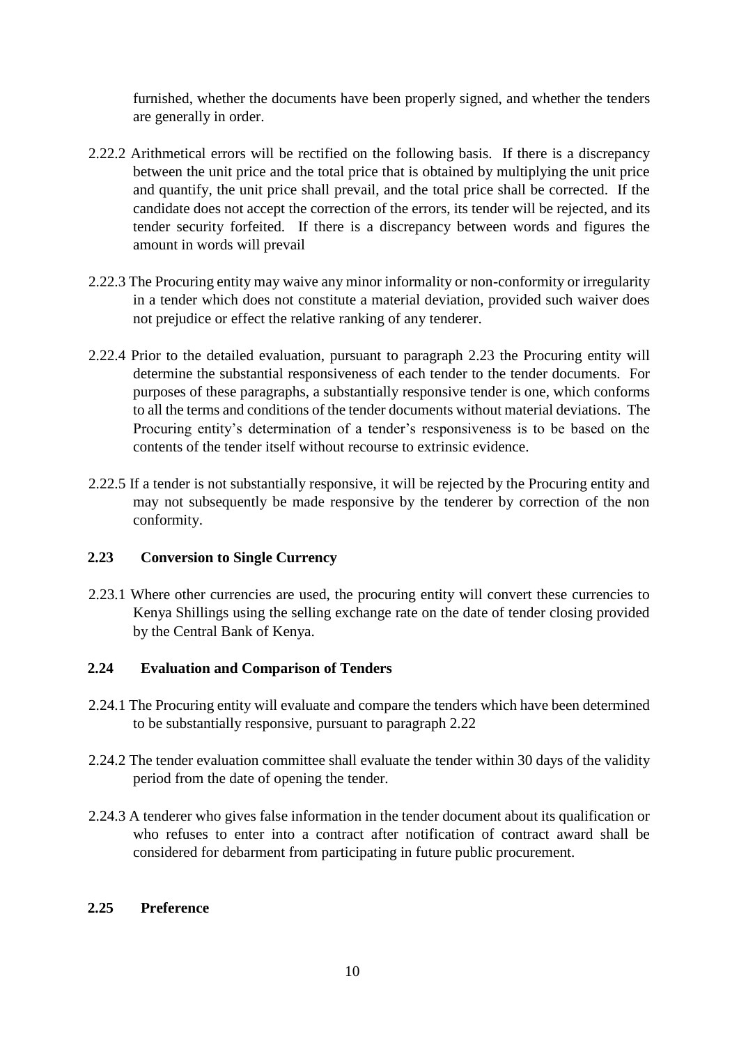furnished, whether the documents have been properly signed, and whether the tenders are generally in order.

2.22.2 Arithmetical errors will be rectified on the following basis. If there is a discrepancy between the unit price and the total price that is obtained by multiplying the unit price and quantify, the unit price shall prevail, and the total price shall be corrected. If the candidate does not accept the correction of the errors, its tender will be rejected, and its tender security forfeited. If there is a discrepancy between words and figures the amount in words will prevail

2.22.3 The Procuring entity may waive any minor informality or non-conformity or irregularity in a tender which does not constitute a material deviation, provided such waiver does not prejudice or effect the relative ranking of any tenderer.

2.22.4 Prior to the detailed evaluation, pursuant to paragraph 2.23 the Procuring entity will determine the substantial responsiveness of each tender to the tender documents. For purposes of these paragraphs, a substantially responsive tender is one, which conforms to all the terms and conditions of the tender documents without material deviations. The Procuring entity's determination of a tender's responsiveness is to be based on the contents of the tender itself without recourse to extrinsic evidence.

2.22.5 If a tender is not substantially responsive, it will be rejected by the Procuring entity and may not subsequently be made responsive by the tenderer by correction of the non conformity.

**2.23 Conversion to Single Currency**

2.23.1 Where other currencies are used, the procuring entity will convert these currencies to Kenya Shillings using the selling exchange rate on the date of tender closing provided by the Central Bank of Kenya.

**2.24 Evaluation and Comparison of Tenders**

2.24.1 The Procuring entity will evaluate and compare the tenders which have been determined to be substantially responsive, pursuant to paragraph 2.22

2.24.2 The tender evaluation committee shall evaluate the tender within 30 days of the validity period from the date of opening the tender.

2.24.3 A tenderer who gives false information in the tender document about its qualification or who refuses to enter into a contract after notification of contract award shall be considered for debarment from participating in future public procurement.

**2.25 Preference**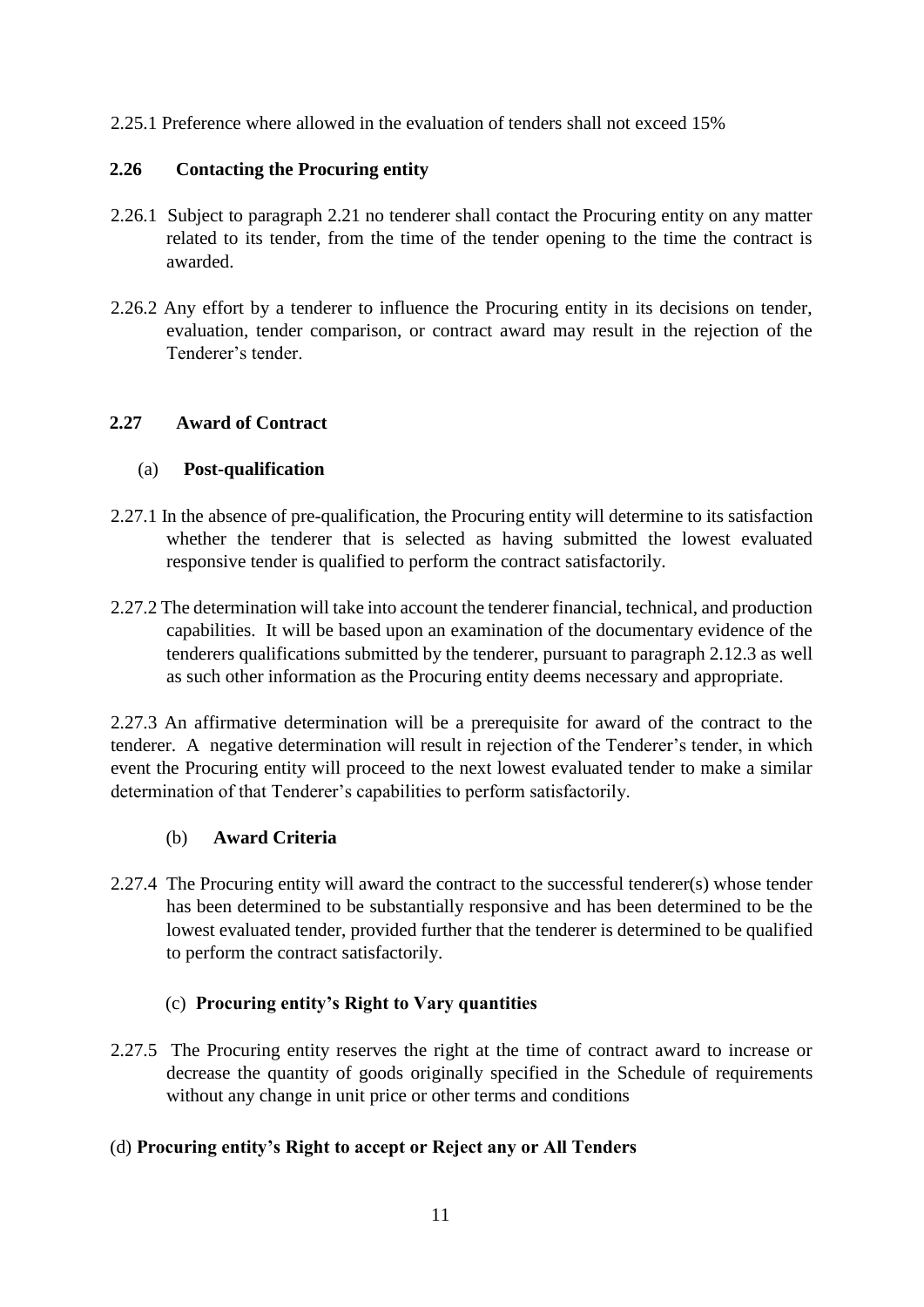2.25.1 Preference where allowed in the evaluation of tenders shall not exceed 15%

## 2.26 Contacting the Procuring entity

2.26.1 Subject to paragraph 2.21 no tenderer shall contact the Procuring entity on any matter related to its tender, from the time of the tender opening to the time the contract is awarded.

2.26.2 Any effort by a tenderer to influence the Procuring entity in its decisions on tender, evaluation, tender comparison, or contract award may result in the rejection of the Tenderer's tender.

## 2.27 Award of Contract

### (a) Post-qualification

2.27.1 In the absence of pre-qualification, the Procuring entity will determine to its satisfaction whether the tenderer that is selected as having submitted the lowest evaluated responsive tender is qualified to perform the contract satisfactorily.

2.27.2 The determination will take into account the tenderer financial, technical, and production capabilities. It will be based upon an examination of the documentary evidence of the tenderers qualifications submitted by the tenderer, pursuant to paragraph 2.12.3 as well as such other information as the Procuring entity deems necessary and appropriate.

2.27.3 An affirmative determination will be a prerequisite for award of the contract to the tenderer. A negative determination will result in rejection of the Tenderer's tender, in which event the Procuring entity will proceed to the next lowest evaluated tender to make a similar determination of that Tenderer's capabilities to perform satisfactorily.

### (b) Award Criteria

2.27.4 The Procuring entity will award the contract to the successful tenderer(s) whose tender has been determined to be substantially responsive and has been determined to be the lowest evaluated tender, provided further that the tenderer is determined to be qualified to perform the contract satisfactorily.

### (c) Procuring entity's Right to Vary quantities

2.27.5 The Procuring entity reserves the right at the time of contract award to increase or decrease the quantity of goods originally specified in the Schedule of requirements without any change in unit price or other terms and conditions

### (d) Procuring entity's Right to accept or Reject any or All Tenders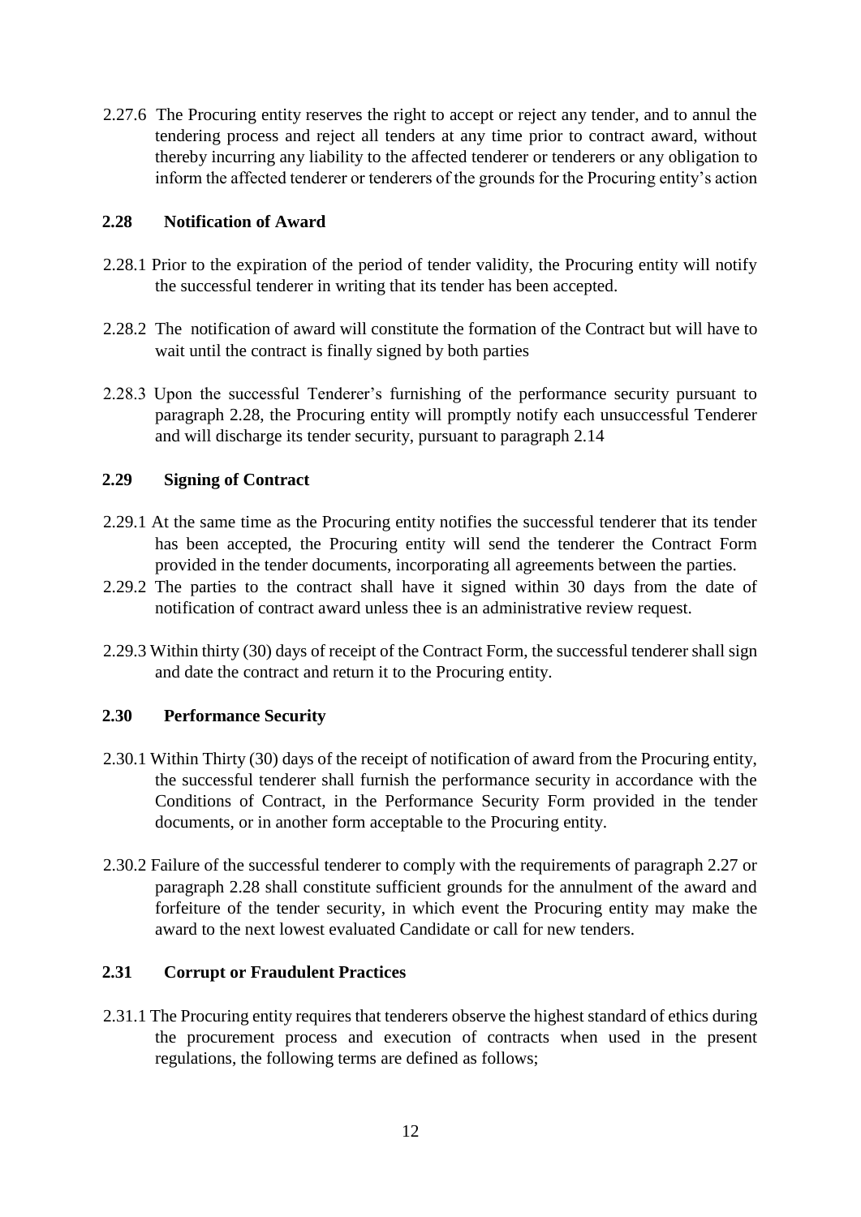2.27.6 The Procuring entity reserves the right to accept or reject any tender, and to annul the tendering process and reject all tenders at any time prior to contract award, without thereby incurring any liability to the affected tenderer or tenderers or any obligation to inform the affected tenderer or tenderers of the grounds for the Procuring entity's action

**2.28 Notification of Award**

2.28.1 Prior to the expiration of the period of tender validity, the Procuring entity will notify the successful tenderer in writing that its tender has been accepted.

2.28.2 The notification of award will constitute the formation of the Contract but will have to wait until the contract is finally signed by both parties

2.28.3 Upon the successful Tenderer's furnishing of the performance security pursuant to paragraph 2.28, the Procuring entity will promptly notify each unsuccessful Tenderer and will discharge its tender security, pursuant to paragraph 2.14

**2.29 Signing of Contract**

2.29.1 At the same time as the Procuring entity notifies the successful tenderer that its tender has been accepted, the Procuring entity will send the tenderer the Contract Form provided in the tender documents, incorporating all agreements between the parties.

2.29.2 The parties to the contract shall have it signed within 30 days from the date of notification of contract award unless thee is an administrative review request.

2.29.3 Within thirty (30) days of receipt of the Contract Form, the successful tenderer shall sign and date the contract and return it to the Procuring entity.

**2.30 Performance Security**

2.30.1 Within Thirty (30) days of the receipt of notification of award from the Procuring entity, the successful tenderer shall furnish the performance security in accordance with the Conditions of Contract, in the Performance Security Form provided in the tender documents, or in another form acceptable to the Procuring entity.

2.30.2 Failure of the successful tenderer to comply with the requirements of paragraph 2.27 or paragraph 2.28 shall constitute sufficient grounds for the annulment of the award and forfeiture of the tender security, in which event the Procuring entity may make the award to the next lowest evaluated Candidate or call for new tenders.

**2.31 Corrupt or Fraudulent Practices**

2.31.1 The Procuring entity requires that tenderers observe the highest standard of ethics during the procurement process and execution of contracts when used in the present regulations, the following terms are defined as follows;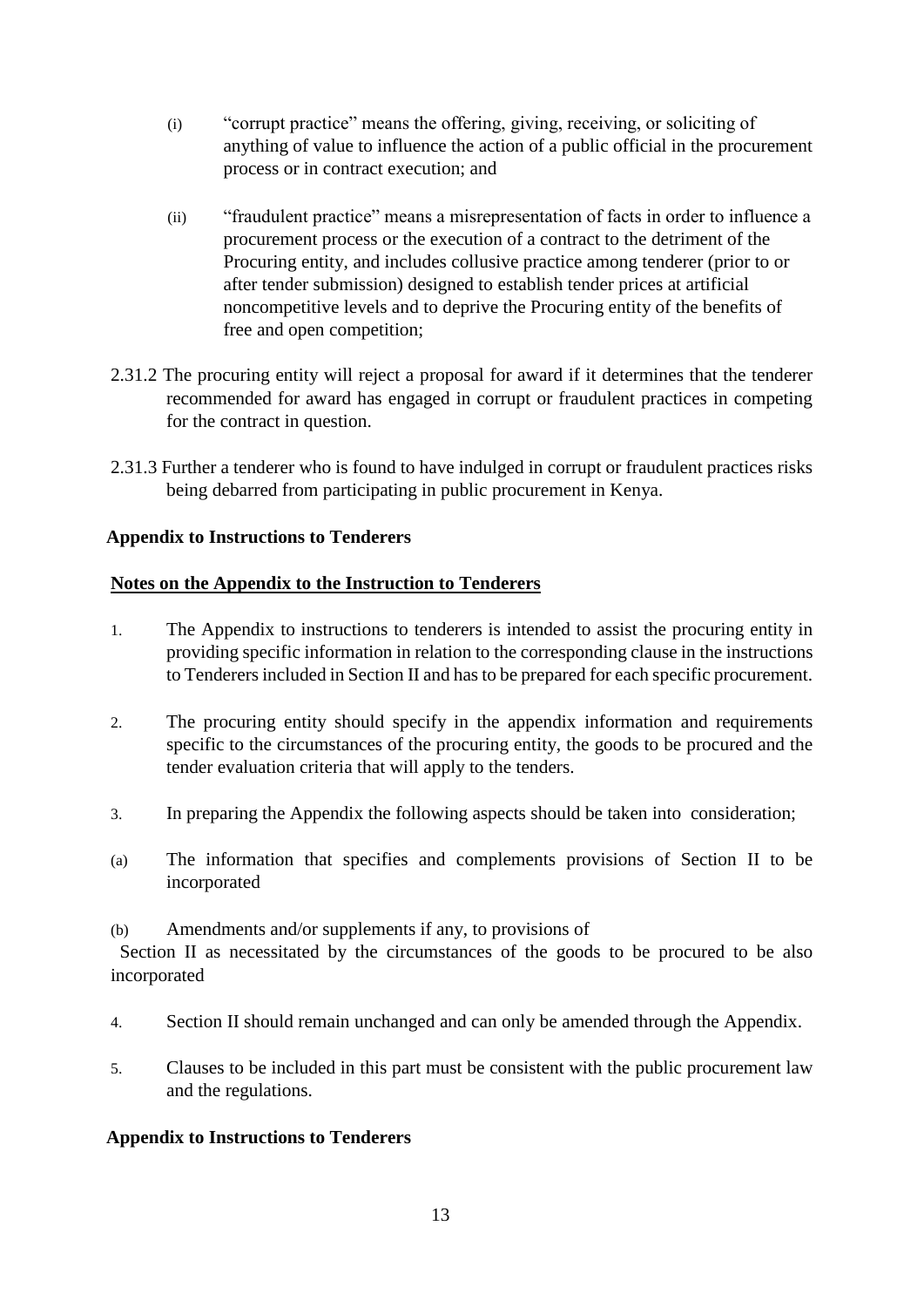(i) "corrupt practice" means the offering, giving, receiving, or soliciting of anything of value to influence the action of a public official in the procurement process or in contract execution; and

(ii) "fraudulent practice" means a misrepresentation of facts in order to influence a procurement process or the execution of a contract to the detriment of the Procuring entity, and includes collusive practice among tenderer (prior to or after tender submission) designed to establish tender prices at artificial noncompetitive levels and to deprive the Procuring entity of the benefits of free and open competition;

2.31.2 The procuring entity will reject a proposal for award if it determines that the tenderer recommended for award has engaged in corrupt or fraudulent practices in competing for the contract in question.

2.31.3 Further a tenderer who is found to have indulged in corrupt or fraudulent practices risks being debarred from participating in public procurement in Kenya.

**Appendix to Instructions to Tenderers**

**Notes on the Appendix to the Instruction to Tenderers**

1. The Appendix to instructions to tenderers is intended to assist the procuring entity in providing specific information in relation to the corresponding clause in the instructions to Tenderers included in Section II and has to be prepared for each specific procurement.

2. The procuring entity should specify in the appendix information and requirements specific to the circumstances of the procuring entity, the goods to be procured and the tender evaluation criteria that will apply to the tenders.

3. In preparing the Appendix the following aspects should be taken into consideration;

(a) The information that specifies and complements provisions of Section II to be incorporated

(b) Amendments and/or supplements if any, to provisions of Section II as necessitated by the circumstances of the goods to be procured to be also incorporated

4. Section II should remain unchanged and can only be amended through the Appendix.

5. Clauses to be included in this part must be consistent with the public procurement law and the regulations.

**Appendix to Instructions to Tenderers**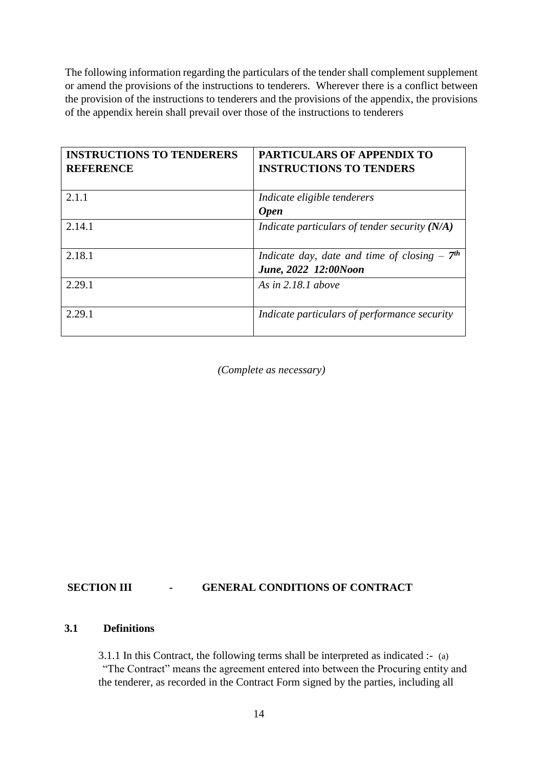The following information regarding the particulars of the tender shall complement supplement or amend the provisions of the instructions to tenderers. Wherever there is a conflict between the provision of the instructions to tenderers and the provisions of the appendix, the provisions of the appendix herein shall prevail over those of the instructions to tenderers

| **INSTRUCTIONS TO TENDERERS REFERENCE** | **PARTICULARS OF APPENDIX TO INSTRUCTIONS TO TENDERS** |
|---|---|
| 2.1.1 | *Indicate eligible tenderers* ***Open*** |
| 2.14.1 | *Indicate particulars of tender security* ***(N/A)*** |
| 2.18.1 | *Indicate day, date and time of closing –* ***7th June, 2022 12:00Noon*** |
| 2.29.1 | *As in 2.18.1 above* |
| 2.29.1 | *Indicate particulars of performance security* |

*(Complete as necessary)*

## SECTION III - GENERAL CONDITIONS OF CONTRACT

### 3.1 Definitions

3.1.1 In this Contract, the following terms shall be interpreted as indicated :- (a) "The Contract" means the agreement entered into between the Procuring entity and the tenderer, as recorded in the Contract Form signed by the parties, including all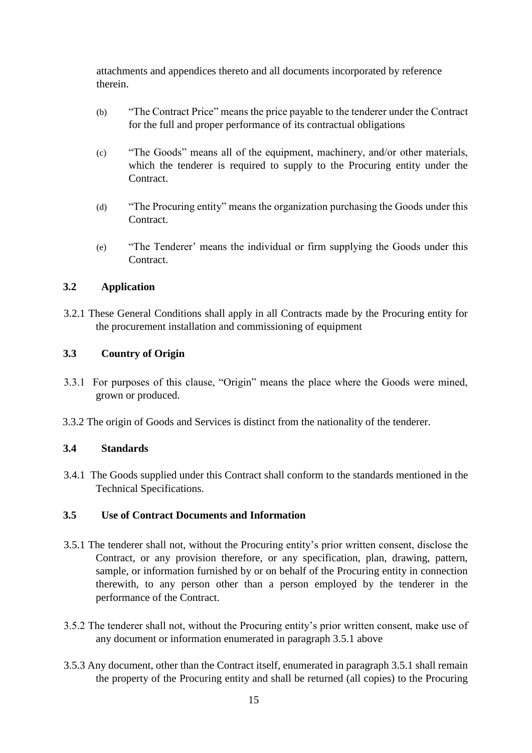attachments and appendices thereto and all documents incorporated by reference therein.

(b) "The Contract Price" means the price payable to the tenderer under the Contract for the full and proper performance of its contractual obligations

(c) "The Goods" means all of the equipment, machinery, and/or other materials, which the tenderer is required to supply to the Procuring entity under the Contract.

(d) "The Procuring entity" means the organization purchasing the Goods under this Contract.

(e) "The Tenderer' means the individual or firm supplying the Goods under this Contract.

### 3.2 Application

3.2.1 These General Conditions shall apply in all Contracts made by the Procuring entity for the procurement installation and commissioning of equipment

### 3.3 Country of Origin

3.3.1 For purposes of this clause, "Origin" means the place where the Goods were mined, grown or produced.

3.3.2 The origin of Goods and Services is distinct from the nationality of the tenderer.

### 3.4 Standards

3.4.1 The Goods supplied under this Contract shall conform to the standards mentioned in the Technical Specifications.

### 3.5 Use of Contract Documents and Information

3.5.1 The tenderer shall not, without the Procuring entity's prior written consent, disclose the Contract, or any provision therefore, or any specification, plan, drawing, pattern, sample, or information furnished by or on behalf of the Procuring entity in connection therewith, to any person other than a person employed by the tenderer in the performance of the Contract.

3.5.2 The tenderer shall not, without the Procuring entity's prior written consent, make use of any document or information enumerated in paragraph 3.5.1 above

3.5.3 Any document, other than the Contract itself, enumerated in paragraph 3.5.1 shall remain the property of the Procuring entity and shall be returned (all copies) to the Procuring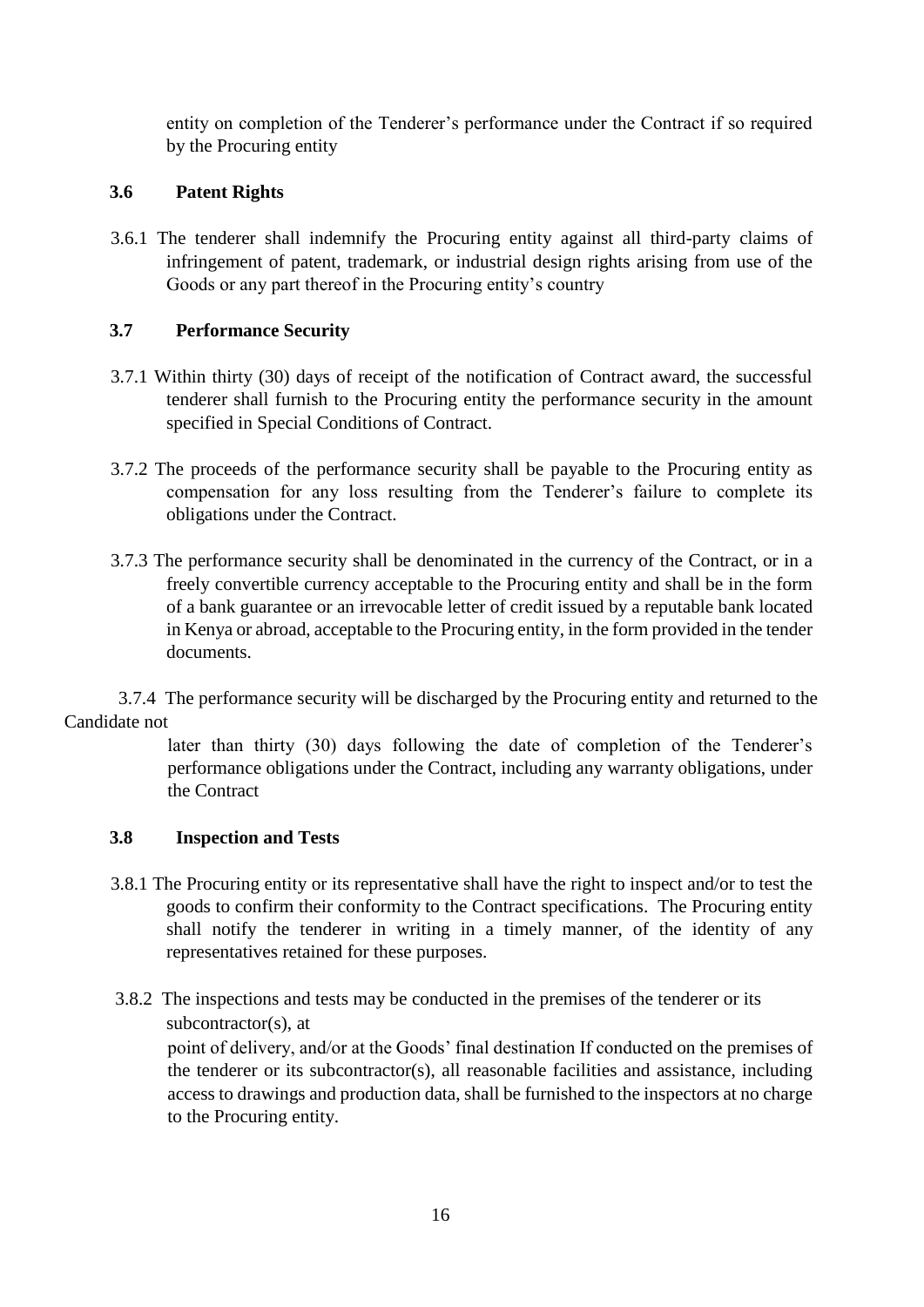entity on completion of the Tenderer's performance under the Contract if so required by the Procuring entity

### 3.6 Patent Rights

3.6.1 The tenderer shall indemnify the Procuring entity against all third-party claims of infringement of patent, trademark, or industrial design rights arising from use of the Goods or any part thereof in the Procuring entity's country

### 3.7 Performance Security

3.7.1 Within thirty (30) days of receipt of the notification of Contract award, the successful tenderer shall furnish to the Procuring entity the performance security in the amount specified in Special Conditions of Contract.

3.7.2 The proceeds of the performance security shall be payable to the Procuring entity as compensation for any loss resulting from the Tenderer's failure to complete its obligations under the Contract.

3.7.3 The performance security shall be denominated in the currency of the Contract, or in a freely convertible currency acceptable to the Procuring entity and shall be in the form of a bank guarantee or an irrevocable letter of credit issued by a reputable bank located in Kenya or abroad, acceptable to the Procuring entity, in the form provided in the tender documents.

3.7.4 The performance security will be discharged by the Procuring entity and returned to the Candidate not later than thirty (30) days following the date of completion of the Tenderer's performance obligations under the Contract, including any warranty obligations, under the Contract

### 3.8 Inspection and Tests

3.8.1 The Procuring entity or its representative shall have the right to inspect and/or to test the goods to confirm their conformity to the Contract specifications. The Procuring entity shall notify the tenderer in writing in a timely manner, of the identity of any representatives retained for these purposes.

3.8.2 The inspections and tests may be conducted in the premises of the tenderer or its subcontractor(s), at point of delivery, and/or at the Goods' final destination If conducted on the premises of the tenderer or its subcontractor(s), all reasonable facilities and assistance, including access to drawings and production data, shall be furnished to the inspectors at no charge to the Procuring entity.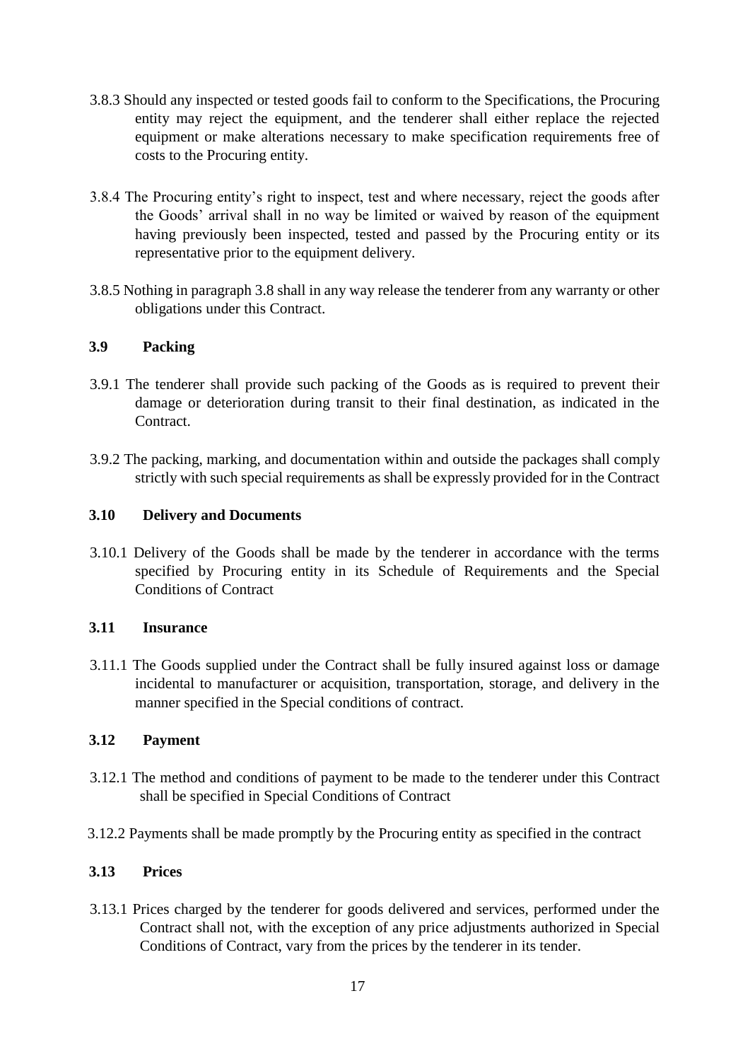3.8.3 Should any inspected or tested goods fail to conform to the Specifications, the Procuring entity may reject the equipment, and the tenderer shall either replace the rejected equipment or make alterations necessary to make specification requirements free of costs to the Procuring entity.

3.8.4 The Procuring entity's right to inspect, test and where necessary, reject the goods after the Goods' arrival shall in no way be limited or waived by reason of the equipment having previously been inspected, tested and passed by the Procuring entity or its representative prior to the equipment delivery.

3.8.5 Nothing in paragraph 3.8 shall in any way release the tenderer from any warranty or other obligations under this Contract.

### 3.9 Packing

3.9.1 The tenderer shall provide such packing of the Goods as is required to prevent their damage or deterioration during transit to their final destination, as indicated in the Contract.

3.9.2 The packing, marking, and documentation within and outside the packages shall comply strictly with such special requirements as shall be expressly provided for in the Contract

### 3.10 Delivery and Documents

3.10.1 Delivery of the Goods shall be made by the tenderer in accordance with the terms specified by Procuring entity in its Schedule of Requirements and the Special Conditions of Contract

### 3.11 Insurance

3.11.1 The Goods supplied under the Contract shall be fully insured against loss or damage incidental to manufacturer or acquisition, transportation, storage, and delivery in the manner specified in the Special conditions of contract.

### 3.12 Payment

3.12.1 The method and conditions of payment to be made to the tenderer under this Contract shall be specified in Special Conditions of Contract

3.12.2 Payments shall be made promptly by the Procuring entity as specified in the contract

### 3.13 Prices

3.13.1 Prices charged by the tenderer for goods delivered and services, performed under the Contract shall not, with the exception of any price adjustments authorized in Special Conditions of Contract, vary from the prices by the tenderer in its tender.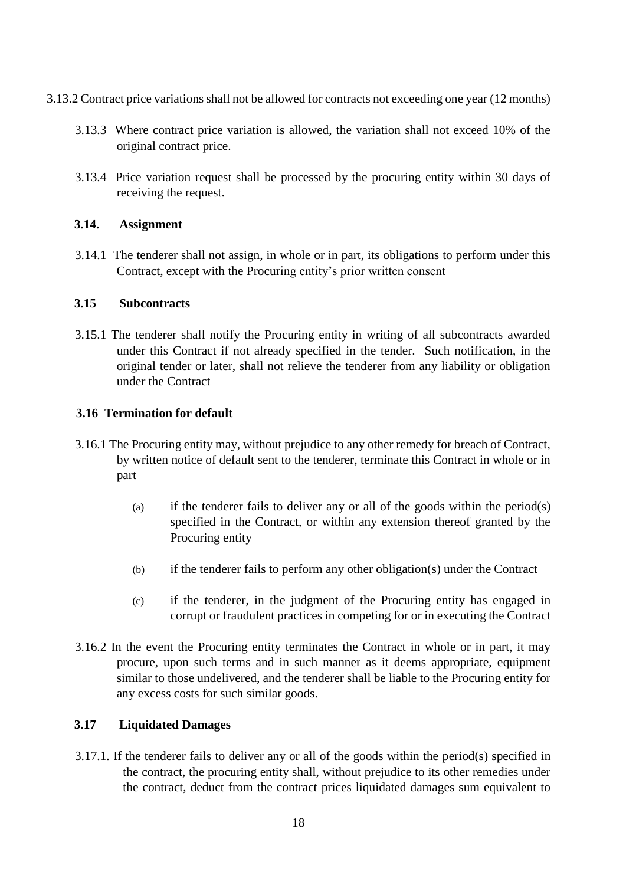3.13.2 Contract price variations shall not be allowed for contracts not exceeding one year (12 months)

3.13.3 Where contract price variation is allowed, the variation shall not exceed 10% of the original contract price.

3.13.4 Price variation request shall be processed by the procuring entity within 30 days of receiving the request.

### 3.14. Assignment

3.14.1 The tenderer shall not assign, in whole or in part, its obligations to perform under this Contract, except with the Procuring entity's prior written consent

### 3.15 Subcontracts

3.15.1 The tenderer shall notify the Procuring entity in writing of all subcontracts awarded under this Contract if not already specified in the tender. Such notification, in the original tender or later, shall not relieve the tenderer from any liability or obligation under the Contract

### 3.16 Termination for default

3.16.1 The Procuring entity may, without prejudice to any other remedy for breach of Contract, by written notice of default sent to the tenderer, terminate this Contract in whole or in part

(a) if the tenderer fails to deliver any or all of the goods within the period(s) specified in the Contract, or within any extension thereof granted by the Procuring entity

(b) if the tenderer fails to perform any other obligation(s) under the Contract

(c) if the tenderer, in the judgment of the Procuring entity has engaged in corrupt or fraudulent practices in competing for or in executing the Contract

3.16.2 In the event the Procuring entity terminates the Contract in whole or in part, it may procure, upon such terms and in such manner as it deems appropriate, equipment similar to those undelivered, and the tenderer shall be liable to the Procuring entity for any excess costs for such similar goods.

### 3.17 Liquidated Damages

3.17.1. If the tenderer fails to deliver any or all of the goods within the period(s) specified in the contract, the procuring entity shall, without prejudice to its other remedies under the contract, deduct from the contract prices liquidated damages sum equivalent to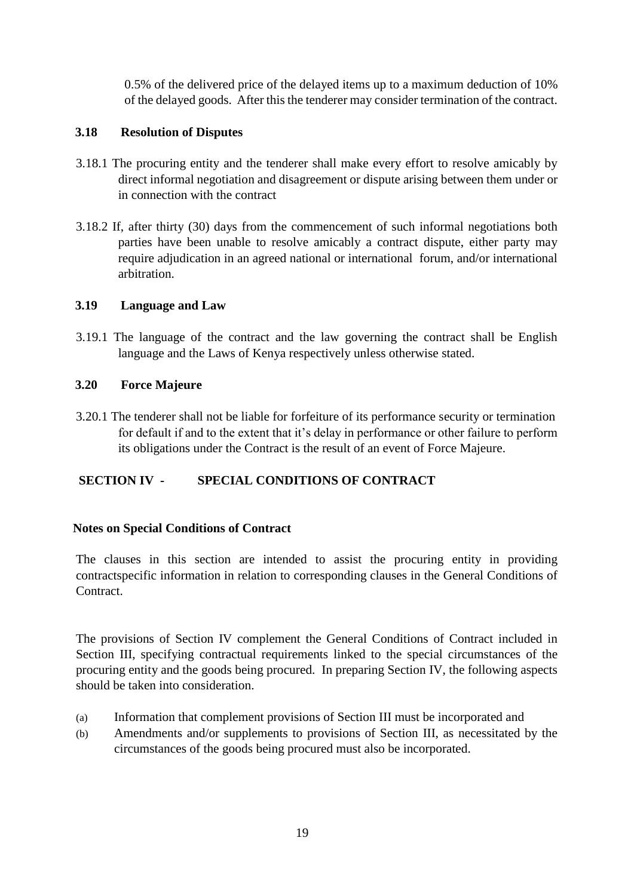0.5% of the delivered price of the delayed items up to a maximum deduction of 10% of the delayed goods. After this the tenderer may consider termination of the contract.

### 3.18 Resolution of Disputes

3.18.1 The procuring entity and the tenderer shall make every effort to resolve amicably by direct informal negotiation and disagreement or dispute arising between them under or in connection with the contract

3.18.2 If, after thirty (30) days from the commencement of such informal negotiations both parties have been unable to resolve amicably a contract dispute, either party may require adjudication in an agreed national or international forum, and/or international arbitration.

### 3.19 Language and Law

3.19.1 The language of the contract and the law governing the contract shall be English language and the Laws of Kenya respectively unless otherwise stated.

### 3.20 Force Majeure

3.20.1 The tenderer shall not be liable for forfeiture of its performance security or termination for default if and to the extent that it's delay in performance or other failure to perform its obligations under the Contract is the result of an event of Force Majeure.

## SECTION IV - SPECIAL CONDITIONS OF CONTRACT

**Notes on Special Conditions of Contract**

The clauses in this section are intended to assist the procuring entity in providing contractspecific information in relation to corresponding clauses in the General Conditions of Contract.

The provisions of Section IV complement the General Conditions of Contract included in Section III, specifying contractual requirements linked to the special circumstances of the procuring entity and the goods being procured. In preparing Section IV, the following aspects should be taken into consideration.

(a) Information that complement provisions of Section III must be incorporated and
(b) Amendments and/or supplements to provisions of Section III, as necessitated by the circumstances of the goods being procured must also be incorporated.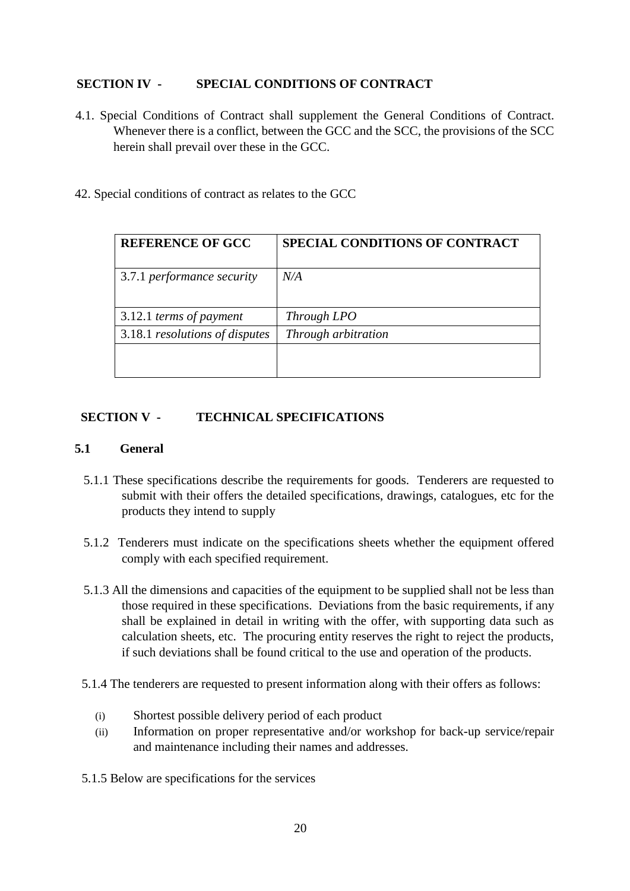## SECTION IV - SPECIAL CONDITIONS OF CONTRACT

4.1. Special Conditions of Contract shall supplement the General Conditions of Contract. Whenever there is a conflict, between the GCC and the SCC, the provisions of the SCC herein shall prevail over these in the GCC.

42. Special conditions of contract as relates to the GCC

| REFERENCE OF GCC | SPECIAL CONDITIONS OF CONTRACT |
|---|---|
| 3.7.1 *performance security* | *N/A* |
| 3.12.1 *terms of payment* | *Through LPO* |
| 3.18.1 *resolutions of disputes* | *Through arbitration* |
| | |

## SECTION V - TECHNICAL SPECIFICATIONS

### 5.1 General

5.1.1 These specifications describe the requirements for goods. Tenderers are requested to submit with their offers the detailed specifications, drawings, catalogues, etc for the products they intend to supply

5.1.2 Tenderers must indicate on the specifications sheets whether the equipment offered comply with each specified requirement.

5.1.3 All the dimensions and capacities of the equipment to be supplied shall not be less than those required in these specifications. Deviations from the basic requirements, if any shall be explained in detail in writing with the offer, with supporting data such as calculation sheets, etc. The procuring entity reserves the right to reject the products, if such deviations shall be found critical to the use and operation of the products.

5.1.4 The tenderers are requested to present information along with their offers as follows:

(i) Shortest possible delivery period of each product

(ii) Information on proper representative and/or workshop for back-up service/repair and maintenance including their names and addresses.

5.1.5 Below are specifications for the services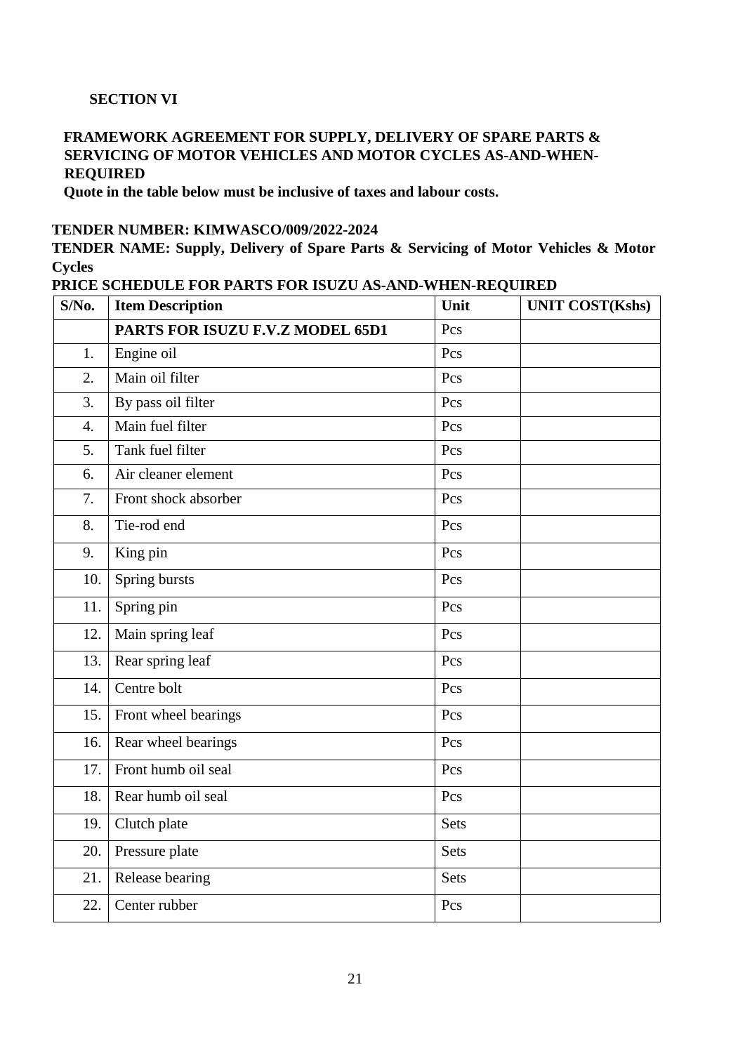**SECTION VI**

**FRAMEWORK AGREEMENT FOR SUPPLY, DELIVERY OF SPARE PARTS & SERVICING OF MOTOR VEHICLES AND MOTOR CYCLES AS-AND-WHEN-REQUIRED**

**Quote in the table below must be inclusive of taxes and labour costs.**

**TENDER NUMBER: KIMWASCO/009/2022-2024**

**TENDER NAME: Supply, Delivery of Spare Parts & Servicing of Motor Vehicles & Motor Cycles**

**PRICE SCHEDULE FOR PARTS FOR ISUZU AS-AND-WHEN-REQUIRED**

| S/No. | Item Description | Unit | UNIT COST(Kshs) |
|---|---|---|---|
| | **PARTS FOR ISUZU F.V.Z MODEL 65D1** | Pcs | |
| 1. | Engine oil | Pcs | |
| 2. | Main oil filter | Pcs | |
| 3. | By pass oil filter | Pcs | |
| 4. | Main fuel filter | Pcs | |
| 5. | Tank fuel filter | Pcs | |
| 6. | Air cleaner element | Pcs | |
| 7. | Front shock absorber | Pcs | |
| 8. | Tie-rod end | Pcs | |
| 9. | King pin | Pcs | |
| 10. | Spring bursts | Pcs | |
| 11. | Spring pin | Pcs | |
| 12. | Main spring leaf | Pcs | |
| 13. | Rear spring leaf | Pcs | |
| 14. | Centre bolt | Pcs | |
| 15. | Front wheel bearings | Pcs | |
| 16. | Rear wheel bearings | Pcs | |
| 17. | Front humb oil seal | Pcs | |
| 18. | Rear humb oil seal | Pcs | |
| 19. | Clutch plate | Sets | |
| 20. | Pressure plate | Sets | |
| 21. | Release bearing | Sets | |
| 22. | Center rubber | Pcs | |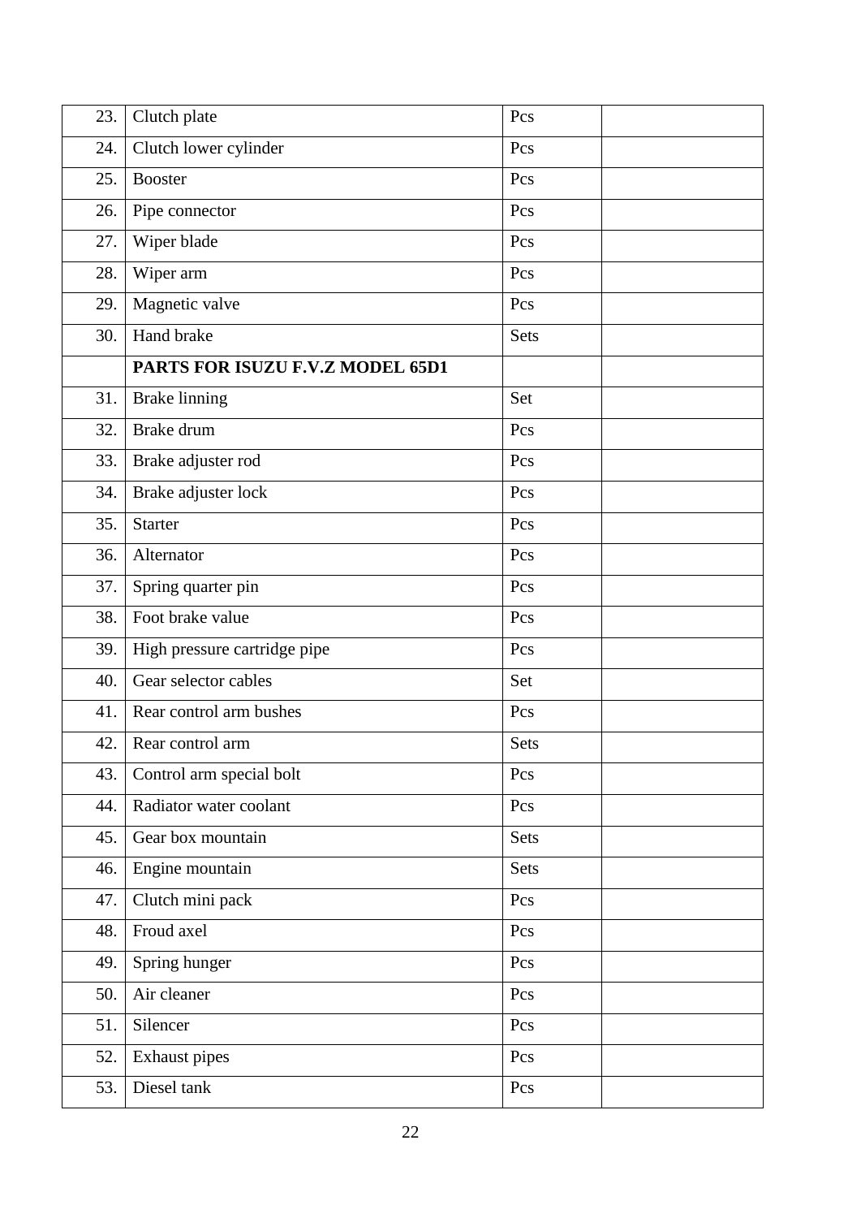| | | | |
|---|---|---|---|
| 23. | Clutch plate | Pcs | |
| 24. | Clutch lower cylinder | Pcs | |
| 25. | Booster | Pcs | |
| 26. | Pipe connector | Pcs | |
| 27. | Wiper blade | Pcs | |
| 28. | Wiper arm | Pcs | |
| 29. | Magnetic valve | Pcs | |
| 30. | Hand brake | Sets | |
| | **PARTS FOR ISUZU F.V.Z MODEL 65D1** | | |
| 31. | Brake linning | Set | |
| 32. | Brake drum | Pcs | |
| 33. | Brake adjuster rod | Pcs | |
| 34. | Brake adjuster lock | Pcs | |
| 35. | Starter | Pcs | |
| 36. | Alternator | Pcs | |
| 37. | Spring quarter pin | Pcs | |
| 38. | Foot brake value | Pcs | |
| 39. | High pressure cartridge pipe | Pcs | |
| 40. | Gear selector cables | Set | |
| 41. | Rear control arm bushes | Pcs | |
| 42. | Rear control arm | Sets | |
| 43. | Control arm special bolt | Pcs | |
| 44. | Radiator water coolant | Pcs | |
| 45. | Gear box mountain | Sets | |
| 46. | Engine mountain | Sets | |
| 47. | Clutch mini pack | Pcs | |
| 48. | Froud axel | Pcs | |
| 49. | Spring hunger | Pcs | |
| 50. | Air cleaner | Pcs | |
| 51. | Silencer | Pcs | |
| 52. | Exhaust pipes | Pcs | |
| 53. | Diesel tank | Pcs | |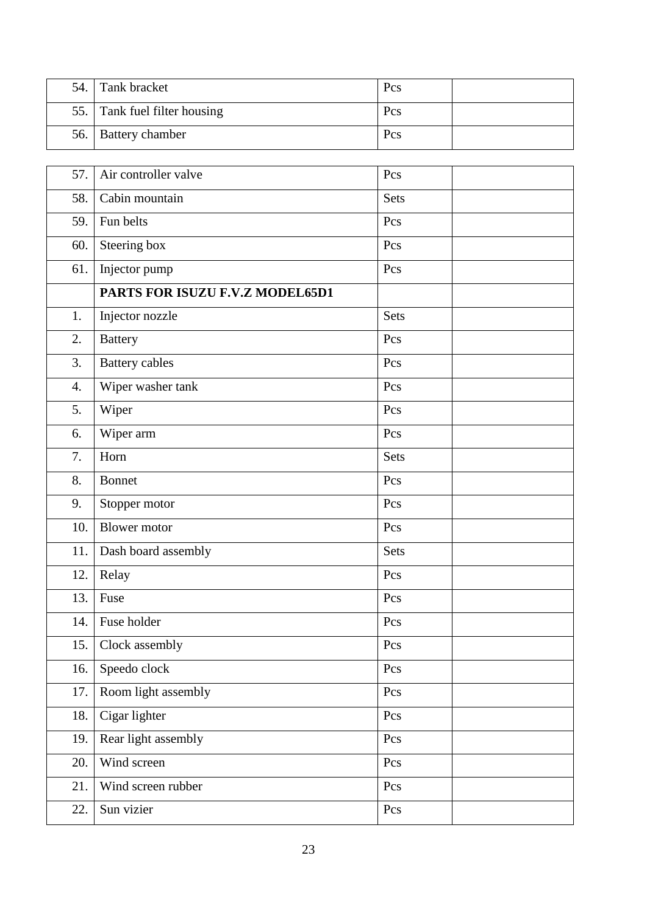| | | | |
|---|---|---|---|
| 54. | Tank bracket | Pcs | |
| 55. | Tank fuel filter housing | Pcs | |
| 56. | Battery chamber | Pcs | |

| | | | |
|---|---|---|---|
| 57. | Air controller valve | Pcs | |
| 58. | Cabin mountain | Sets | |
| 59. | Fun belts | Pcs | |
| 60. | Steering box | Pcs | |
| 61. | Injector pump | Pcs | |
| | **PARTS FOR ISUZU F.V.Z MODEL65D1** | | |
| 1. | Injector nozzle | Sets | |
| 2. | Battery | Pcs | |
| 3. | Battery cables | Pcs | |
| 4. | Wiper washer tank | Pcs | |
| 5. | Wiper | Pcs | |
| 6. | Wiper arm | Pcs | |
| 7. | Horn | Sets | |
| 8. | Bonnet | Pcs | |
| 9. | Stopper motor | Pcs | |
| 10. | Blower motor | Pcs | |
| 11. | Dash board assembly | Sets | |
| 12. | Relay | Pcs | |
| 13. | Fuse | Pcs | |
| 14. | Fuse holder | Pcs | |
| 15. | Clock assembly | Pcs | |
| 16. | Speedo clock | Pcs | |
| 17. | Room light assembly | Pcs | |
| 18. | Cigar lighter | Pcs | |
| 19. | Rear light assembly | Pcs | |
| 20. | Wind screen | Pcs | |
| 21. | Wind screen rubber | Pcs | |
| 22. | Sun vizier | Pcs | |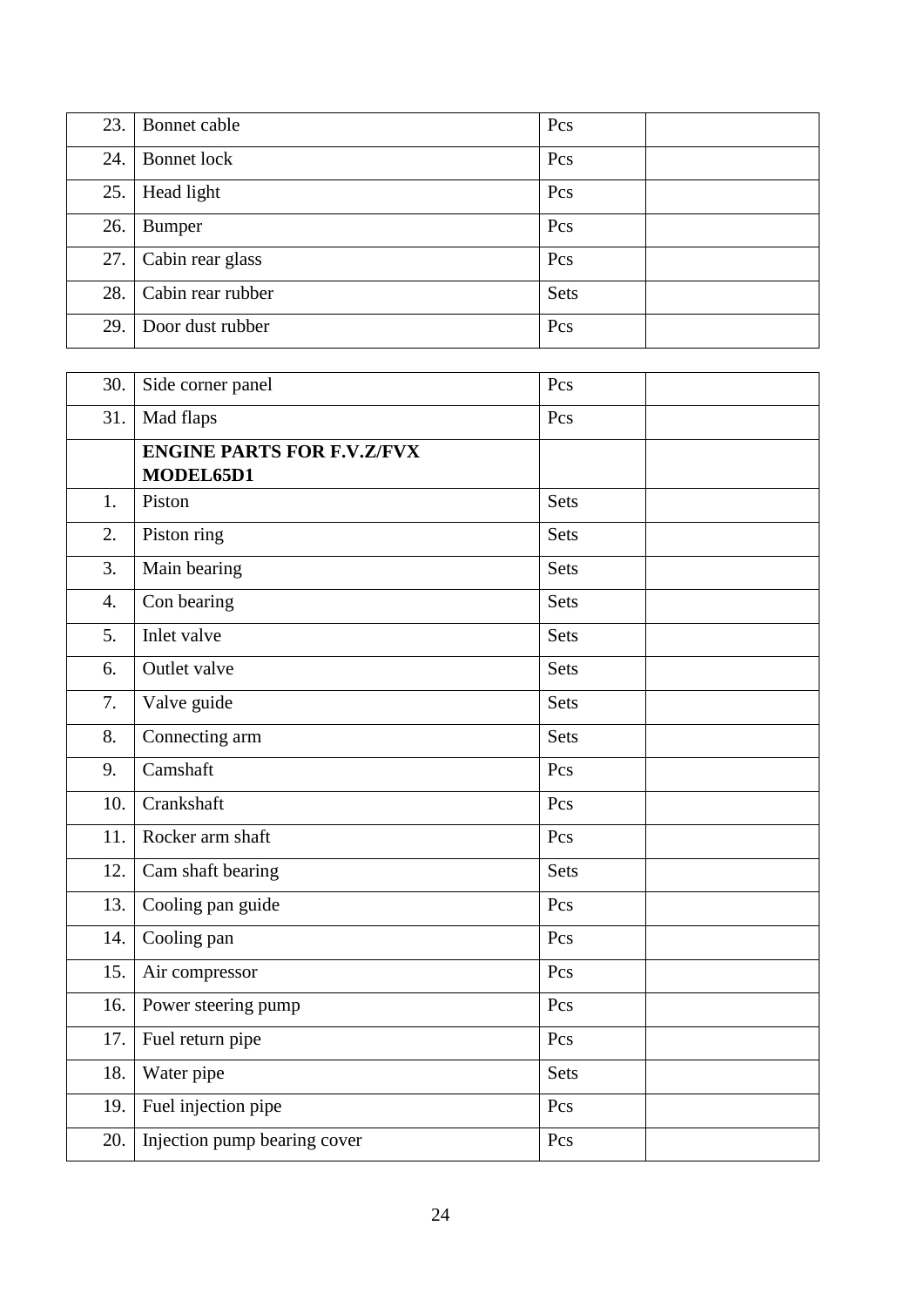| | | | |
|---|---|---|---|
| 23. | Bonnet cable | Pcs | |
| 24. | Bonnet lock | Pcs | |
| 25. | Head light | Pcs | |
| 26. | Bumper | Pcs | |
| 27. | Cabin rear glass | Pcs | |
| 28. | Cabin rear rubber | Sets | |
| 29. | Door dust rubber | Pcs | |

| | | | |
|---|---|---|---|
| 30. | Side corner panel | Pcs | |
| 31. | Mad flaps | Pcs | |
| | **ENGINE PARTS FOR F.V.Z/FVX MODEL65D1** | | |
| 1. | Piston | Sets | |
| 2. | Piston ring | Sets | |
| 3. | Main bearing | Sets | |
| 4. | Con bearing | Sets | |
| 5. | Inlet valve | Sets | |
| 6. | Outlet valve | Sets | |
| 7. | Valve guide | Sets | |
| 8. | Connecting arm | Sets | |
| 9. | Camshaft | Pcs | |
| 10. | Crankshaft | Pcs | |
| 11. | Rocker arm shaft | Pcs | |
| 12. | Cam shaft bearing | Sets | |
| 13. | Cooling pan guide | Pcs | |
| 14. | Cooling pan | Pcs | |
| 15. | Air compressor | Pcs | |
| 16. | Power steering pump | Pcs | |
| 17. | Fuel return pipe | Pcs | |
| 18. | Water pipe | Sets | |
| 19. | Fuel injection pipe | Pcs | |
| 20. | Injection pump bearing cover | Pcs | |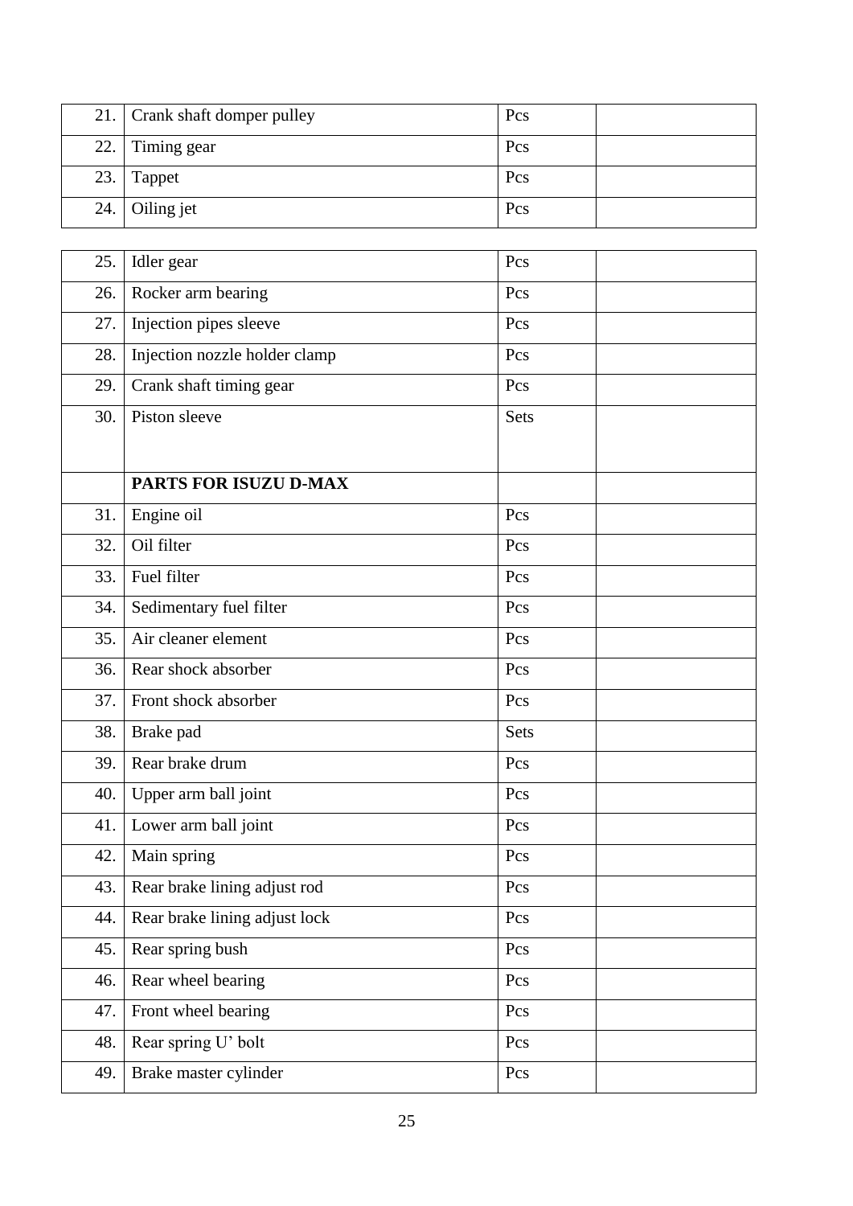| | | | |
|---|---|---|---|
| 21. | Crank shaft domper pulley | Pcs | |
| 22. | Timing gear | Pcs | |
| 23. | Tappet | Pcs | |
| 24. | Oiling jet | Pcs | |
| 25. | Idler gear | Pcs | |
| 26. | Rocker arm bearing | Pcs | |
| 27. | Injection pipes sleeve | Pcs | |
| 28. | Injection nozzle holder clamp | Pcs | |
| 29. | Crank shaft timing gear | Pcs | |
| 30. | Piston sleeve | Sets | |
| | **PARTS FOR ISUZU D-MAX** | | |
| 31. | Engine oil | Pcs | |
| 32. | Oil filter | Pcs | |
| 33. | Fuel filter | Pcs | |
| 34. | Sedimentary fuel filter | Pcs | |
| 35. | Air cleaner element | Pcs | |
| 36. | Rear shock absorber | Pcs | |
| 37. | Front shock absorber | Pcs | |
| 38. | Brake pad | Sets | |
| 39. | Rear brake drum | Pcs | |
| 40. | Upper arm ball joint | Pcs | |
| 41. | Lower arm ball joint | Pcs | |
| 42. | Main spring | Pcs | |
| 43. | Rear brake lining adjust rod | Pcs | |
| 44. | Rear brake lining adjust lock | Pcs | |
| 45. | Rear spring bush | Pcs | |
| 46. | Rear wheel bearing | Pcs | |
| 47. | Front wheel bearing | Pcs | |
| 48. | Rear spring U' bolt | Pcs | |
| 49. | Brake master cylinder | Pcs | |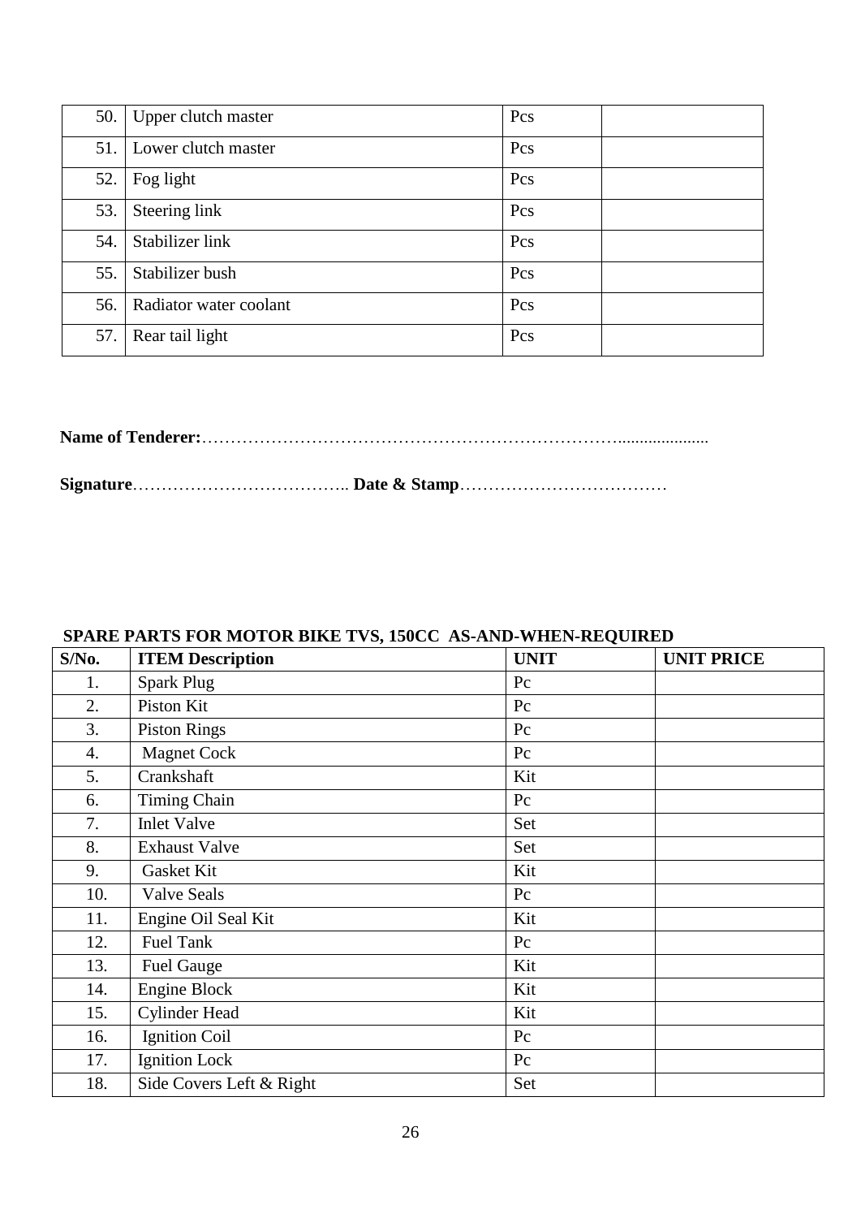| | | | |
|---|---|---|---|
| 50. | Upper clutch master | Pcs | |
| 51. | Lower clutch master | Pcs | |
| 52. | Fog light | Pcs | |
| 53. | Steering link | Pcs | |
| 54. | Stabilizer link | Pcs | |
| 55. | Stabilizer bush | Pcs | |
| 56. | Radiator water coolant | Pcs | |
| 57. | Rear tail light | Pcs | |

**Name of Tenderer:**……………………………………………………………….....................

**Signature**……………………………….. **Date & Stamp**………………………………

**SPARE PARTS FOR MOTOR BIKE TVS, 150CC AS-AND-WHEN-REQUIRED**

| S/No. | ITEM Description | UNIT | UNIT PRICE |
|---|---|---|---|
| 1. | Spark Plug | Pc | |
| 2. | Piston Kit | Pc | |
| 3. | Piston Rings | Pc | |
| 4. | Magnet Cock | Pc | |
| 5. | Crankshaft | Kit | |
| 6. | Timing Chain | Pc | |
| 7. | Inlet Valve | Set | |
| 8. | Exhaust Valve | Set | |
| 9. | Gasket Kit | Kit | |
| 10. | Valve Seals | Pc | |
| 11. | Engine Oil Seal Kit | Kit | |
| 12. | Fuel Tank | Pc | |
| 13. | Fuel Gauge | Kit | |
| 14. | Engine Block | Kit | |
| 15. | Cylinder Head | Kit | |
| 16. | Ignition Coil | Pc | |
| 17. | Ignition Lock | Pc | |
| 18. | Side Covers Left & Right | Set | |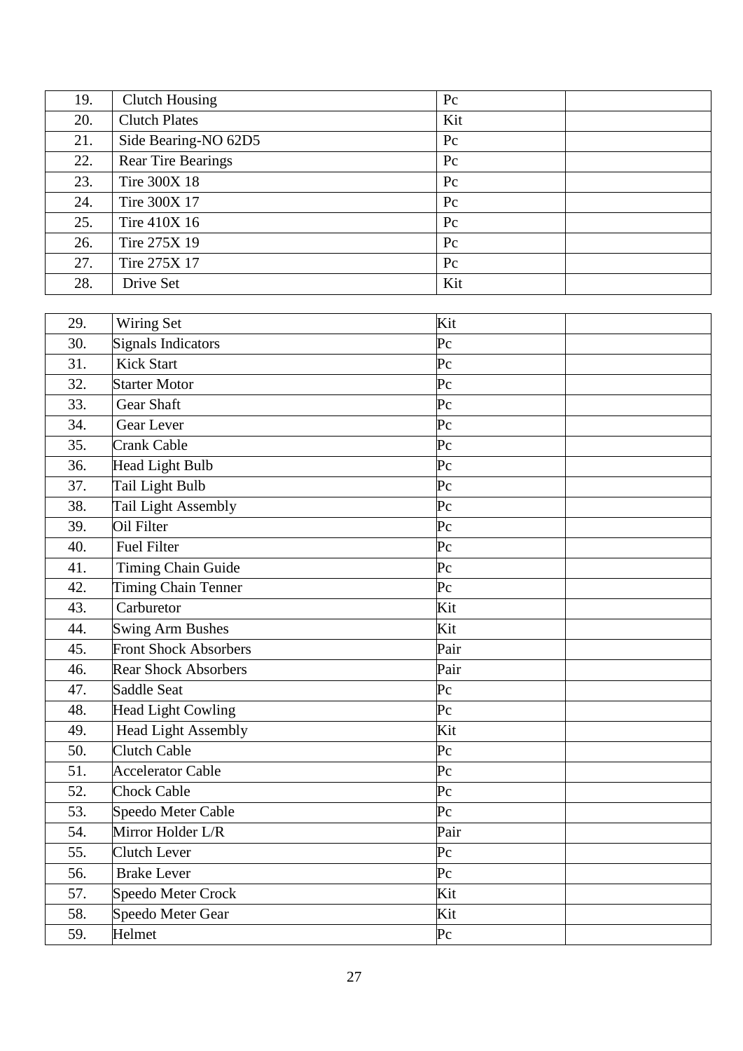| 19. | Clutch Housing | Pc | |
|---|---|---|---|
| 20. | Clutch Plates | Kit | |
| 21. | Side Bearing-NO 62D5 | Pc | |
| 22. | Rear Tire Bearings | Pc | |
| 23. | Tire 300X 18 | Pc | |
| 24. | Tire 300X 17 | Pc | |
| 25. | Tire 410X 16 | Pc | |
| 26. | Tire 275X 19 | Pc | |
| 27. | Tire 275X 17 | Pc | |
| 28. | Drive Set | Kit | |

| 29. | Wiring Set | Kit | |
|---|---|---|---|
| 30. | Signals Indicators | Pc | |
| 31. | Kick Start | Pc | |
| 32. | Starter Motor | Pc | |
| 33. | Gear Shaft | Pc | |
| 34. | Gear Lever | Pc | |
| 35. | Crank Cable | Pc | |
| 36. | Head Light Bulb | Pc | |
| 37. | Tail Light Bulb | Pc | |
| 38. | Tail Light Assembly | Pc | |
| 39. | Oil Filter | Pc | |
| 40. | Fuel Filter | Pc | |
| 41. | Timing Chain Guide | Pc | |
| 42. | Timing Chain Tenner | Pc | |
| 43. | Carburetor | Kit | |
| 44. | Swing Arm Bushes | Kit | |
| 45. | Front Shock Absorbers | Pair | |
| 46. | Rear Shock Absorbers | Pair | |
| 47. | Saddle Seat | Pc | |
| 48. | Head Light Cowling | Pc | |
| 49. | Head Light Assembly | Kit | |
| 50. | Clutch Cable | Pc | |
| 51. | Accelerator Cable | Pc | |
| 52. | Chock Cable | Pc | |
| 53. | Speedo Meter Cable | Pc | |
| 54. | Mirror Holder L/R | Pair | |
| 55. | Clutch Lever | Pc | |
| 56. | Brake Lever | Pc | |
| 57. | Speedo Meter Crock | Kit | |
| 58. | Speedo Meter Gear | Kit | |
| 59. | Helmet | Pc | |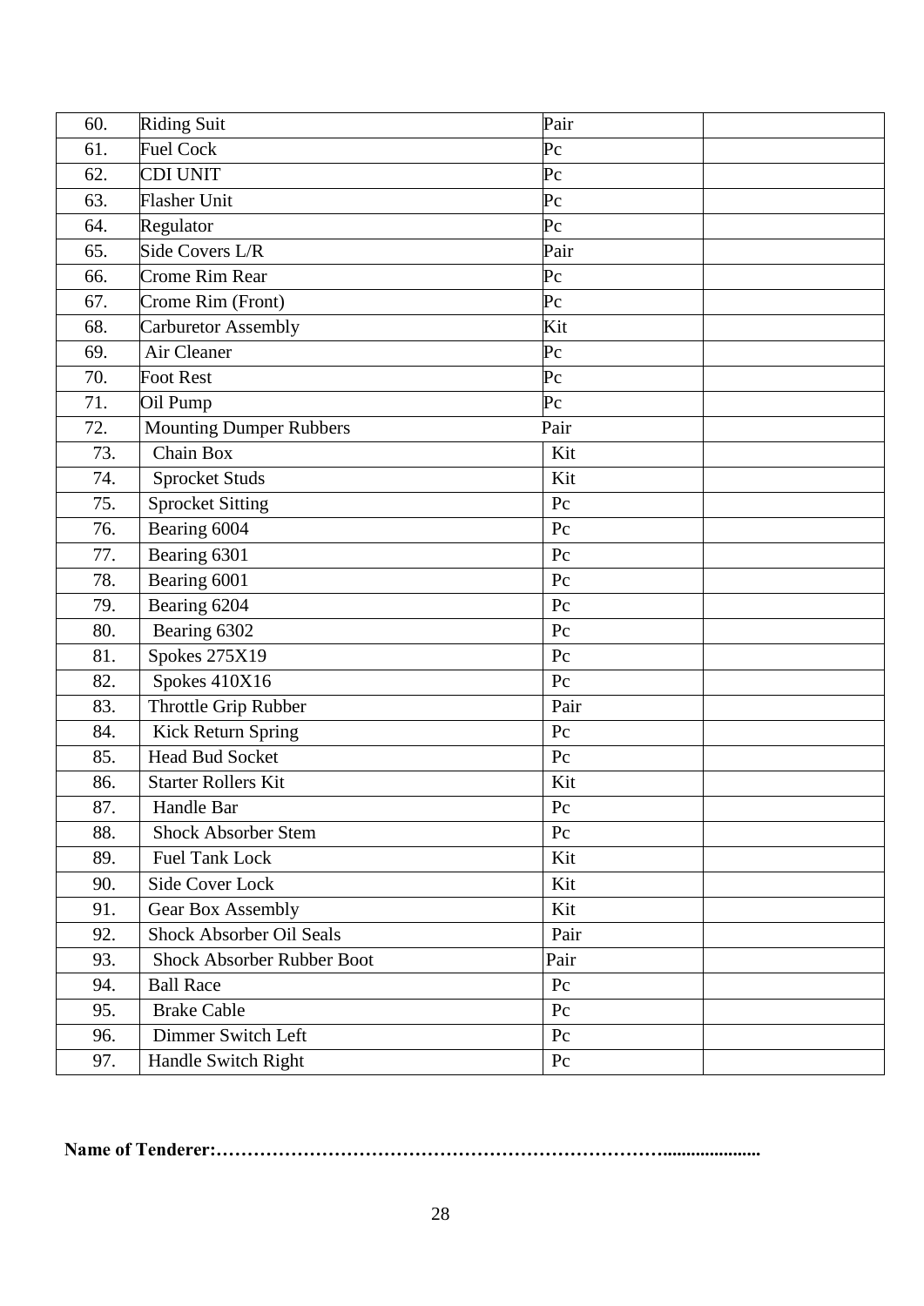| | | | |
|---|---|---|---|
| 60. | Riding Suit | Pair | |
| 61. | Fuel Cock | Pc | |
| 62. | CDI UNIT | Pc | |
| 63. | Flasher Unit | Pc | |
| 64. | Regulator | Pc | |
| 65. | Side Covers L/R | Pair | |
| 66. | Crome Rim Rear | Pc | |
| 67. | Crome Rim (Front) | Pc | |
| 68. | Carburetor Assembly | Kit | |
| 69. | Air Cleaner | Pc | |
| 70. | Foot Rest | Pc | |
| 71. | Oil Pump | Pc | |
| 72. | Mounting Dumper Rubbers | Pair | |
| 73. | Chain Box | Kit | |
| 74. | Sprocket Studs | Kit | |
| 75. | Sprocket Sitting | Pc | |
| 76. | Bearing 6004 | Pc | |
| 77. | Bearing 6301 | Pc | |
| 78. | Bearing 6001 | Pc | |
| 79. | Bearing 6204 | Pc | |
| 80. | Bearing 6302 | Pc | |
| 81. | Spokes 275X19 | Pc | |
| 82. | Spokes 410X16 | Pc | |
| 83. | Throttle Grip Rubber | Pair | |
| 84. | Kick Return Spring | Pc | |
| 85. | Head Bud Socket | Pc | |
| 86. | Starter Rollers Kit | Kit | |
| 87. | Handle Bar | Pc | |
| 88. | Shock Absorber Stem | Pc | |
| 89. | Fuel Tank Lock | Kit | |
| 90. | Side Cover Lock | Kit | |
| 91. | Gear Box Assembly | Kit | |
| 92. | Shock Absorber Oil Seals | Pair | |
| 93. | Shock Absorber Rubber Boot | Pair | |
| 94. | Ball Race | Pc | |
| 95. | Brake Cable | Pc | |
| 96. | Dimmer Switch Left | Pc | |
| 97. | Handle Switch Right | Pc | |

**Name of Tenderer:…………………………………………………………………....................**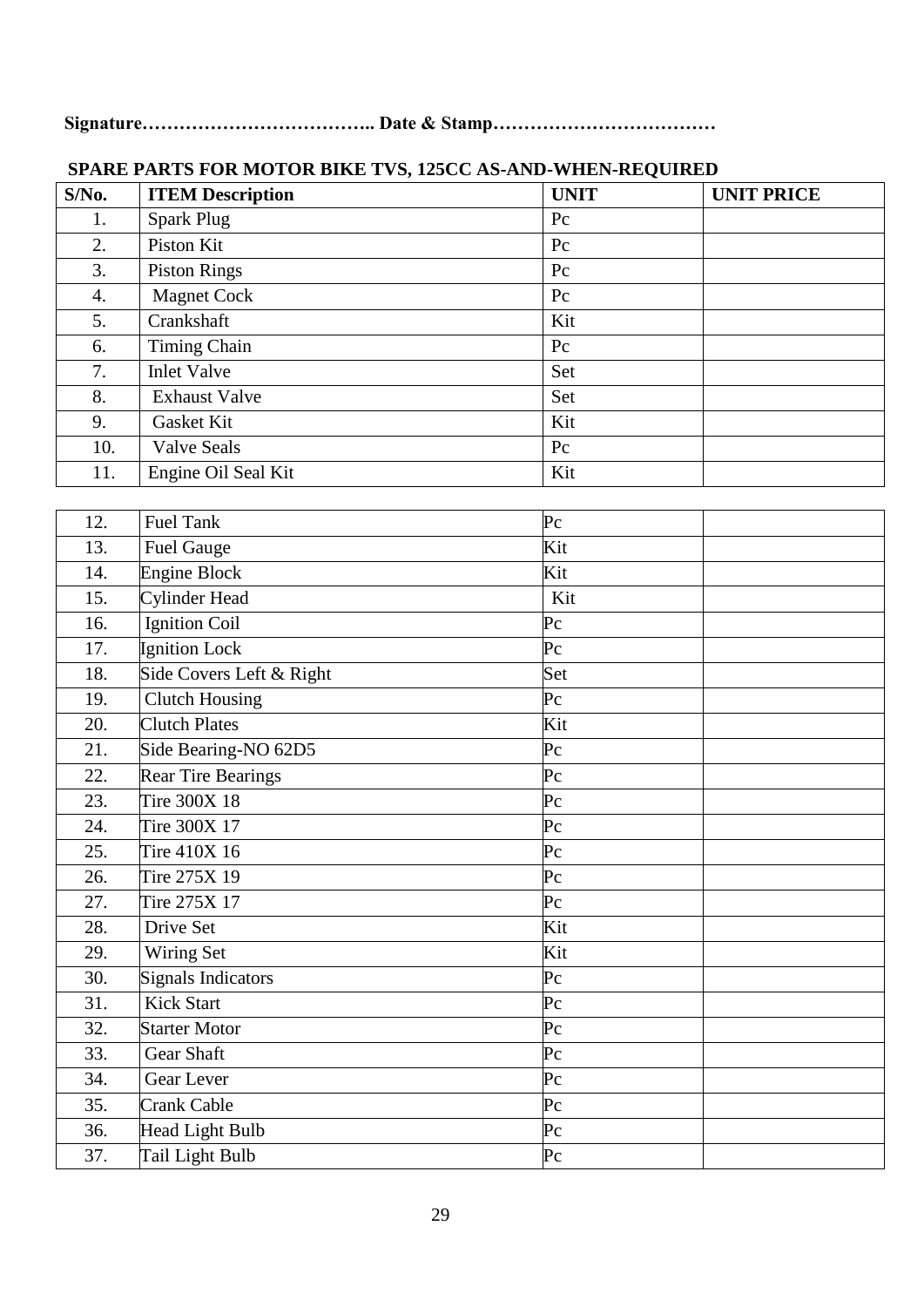**Signature……………………………….. Date & Stamp………………………………**

**SPARE PARTS FOR MOTOR BIKE TVS, 125CC AS-AND-WHEN-REQUIRED**

| S/No. | ITEM Description | UNIT | UNIT PRICE |
|---|---|---|---|
| 1. | Spark Plug | Pc | |
| 2. | Piston Kit | Pc | |
| 3. | Piston Rings | Pc | |
| 4. | Magnet Cock | Pc | |
| 5. | Crankshaft | Kit | |
| 6. | Timing Chain | Pc | |
| 7. | Inlet Valve | Set | |
| 8. | Exhaust Valve | Set | |
| 9. | Gasket Kit | Kit | |
| 10. | Valve Seals | Pc | |
| 11. | Engine Oil Seal Kit | Kit | |
| 12. | Fuel Tank | Pc | |
| 13. | Fuel Gauge | Kit | |
| 14. | Engine Block | Kit | |
| 15. | Cylinder Head | Kit | |
| 16. | Ignition Coil | Pc | |
| 17. | Ignition Lock | Pc | |
| 18. | Side Covers Left & Right | Set | |
| 19. | Clutch Housing | Pc | |
| 20. | Clutch Plates | Kit | |
| 21. | Side Bearing-NO 62D5 | Pc | |
| 22. | Rear Tire Bearings | Pc | |
| 23. | Tire 300X 18 | Pc | |
| 24. | Tire 300X 17 | Pc | |
| 25. | Tire 410X 16 | Pc | |
| 26. | Tire 275X 19 | Pc | |
| 27. | Tire 275X 17 | Pc | |
| 28. | Drive Set | Kit | |
| 29. | Wiring Set | Kit | |
| 30. | Signals Indicators | Pc | |
| 31. | Kick Start | Pc | |
| 32. | Starter Motor | Pc | |
| 33. | Gear Shaft | Pc | |
| 34. | Gear Lever | Pc | |
| 35. | Crank Cable | Pc | |
| 36. | Head Light Bulb | Pc | |
| 37. | Tail Light Bulb | Pc | |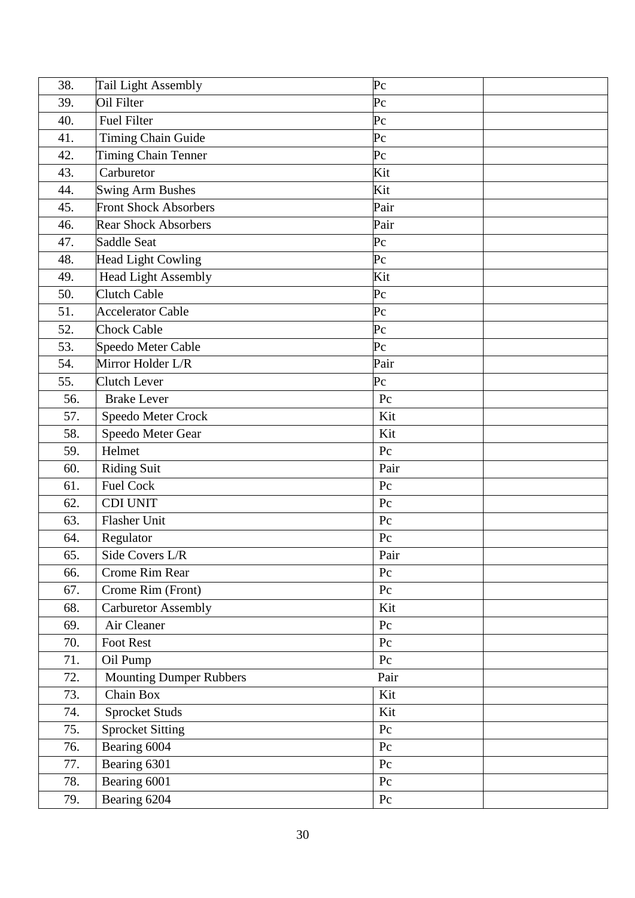| 38. | Tail Light Assembly | Pc | |
|---|---|---|---|
| 39. | Oil Filter | Pc | |
| 40. | Fuel Filter | Pc | |
| 41. | Timing Chain Guide | Pc | |
| 42. | Timing Chain Tenner | Pc | |
| 43. | Carburetor | Kit | |
| 44. | Swing Arm Bushes | Kit | |
| 45. | Front Shock Absorbers | Pair | |
| 46. | Rear Shock Absorbers | Pair | |
| 47. | Saddle Seat | Pc | |
| 48. | Head Light Cowling | Pc | |
| 49. | Head Light Assembly | Kit | |
| 50. | Clutch Cable | Pc | |
| 51. | Accelerator Cable | Pc | |
| 52. | Chock Cable | Pc | |
| 53. | Speedo Meter Cable | Pc | |
| 54. | Mirror Holder L/R | Pair | |
| 55. | Clutch Lever | Pc | |
| 56. | Brake Lever | Pc | |
| 57. | Speedo Meter Crock | Kit | |
| 58. | Speedo Meter Gear | Kit | |
| 59. | Helmet | Pc | |
| 60. | Riding Suit | Pair | |
| 61. | Fuel Cock | Pc | |
| 62. | CDI UNIT | Pc | |
| 63. | Flasher Unit | Pc | |
| 64. | Regulator | Pc | |
| 65. | Side Covers L/R | Pair | |
| 66. | Crome Rim Rear | Pc | |
| 67. | Crome Rim (Front) | Pc | |
| 68. | Carburetor Assembly | Kit | |
| 69. | Air Cleaner | Pc | |
| 70. | Foot Rest | Pc | |
| 71. | Oil Pump | Pc | |
| 72. | Mounting Dumper Rubbers | Pair | |
| 73. | Chain Box | Kit | |
| 74. | Sprocket Studs | Kit | |
| 75. | Sprocket Sitting | Pc | |
| 76. | Bearing 6004 | Pc | |
| 77. | Bearing 6301 | Pc | |
| 78. | Bearing 6001 | Pc | |
| 79. | Bearing 6204 | Pc | |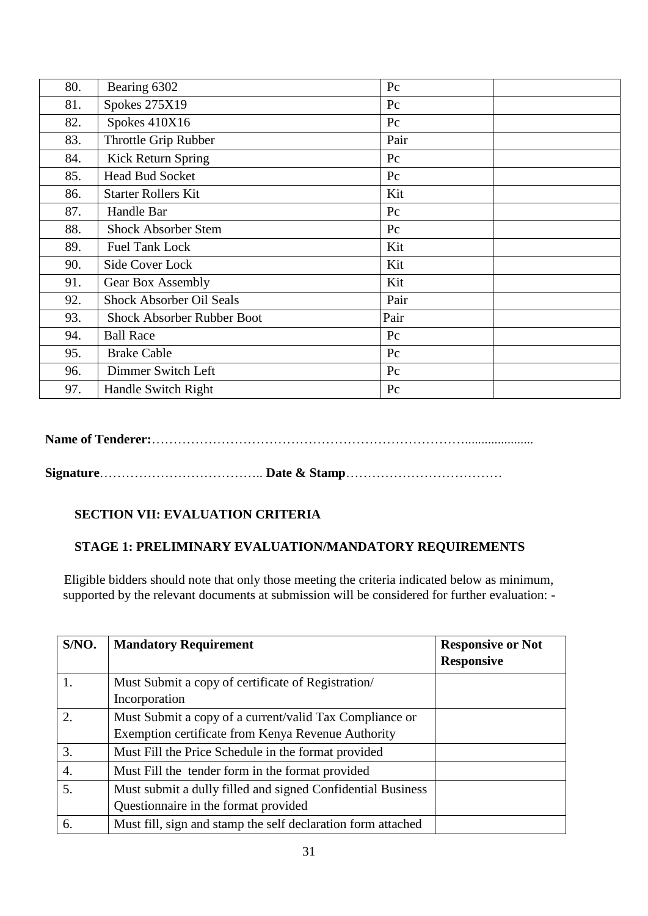| 80. | Bearing 6302 | Pc | |
|---|---|---|---|
| 81. | Spokes 275X19 | Pc | |
| 82. | Spokes 410X16 | Pc | |
| 83. | Throttle Grip Rubber | Pair | |
| 84. | Kick Return Spring | Pc | |
| 85. | Head Bud Socket | Pc | |
| 86. | Starter Rollers Kit | Kit | |
| 87. | Handle Bar | Pc | |
| 88. | Shock Absorber Stem | Pc | |
| 89. | Fuel Tank Lock | Kit | |
| 90. | Side Cover Lock | Kit | |
| 91. | Gear Box Assembly | Kit | |
| 92. | Shock Absorber Oil Seals | Pair | |
| 93. | Shock Absorber Rubber Boot | Pair | |
| 94. | Ball Race | Pc | |
| 95. | Brake Cable | Pc | |
| 96. | Dimmer Switch Left | Pc | |
| 97. | Handle Switch Right | Pc | |

**Name of Tenderer:**……………………………………………………………………....................

**Signature**……………………………….. **Date & Stamp**………………………………

## SECTION VII: EVALUATION CRITERIA

### STAGE 1: PRELIMINARY EVALUATION/MANDATORY REQUIREMENTS

Eligible bidders should note that only those meeting the criteria indicated below as minimum, supported by the relevant documents at submission will be considered for further evaluation: -

| S/NO. | Mandatory Requirement | Responsive or Not Responsive |
|---|---|---|
| 1. | Must Submit a copy of certificate of Registration/ Incorporation | |
| 2. | Must Submit a copy of a current/valid Tax Compliance or Exemption certificate from Kenya Revenue Authority | |
| 3. | Must Fill the Price Schedule in the format provided | |
| 4. | Must Fill the tender form in the format provided | |
| 5. | Must submit a dully filled and signed Confidential Business Questionnaire in the format provided | |
| 6. | Must fill, sign and stamp the self declaration form attached | |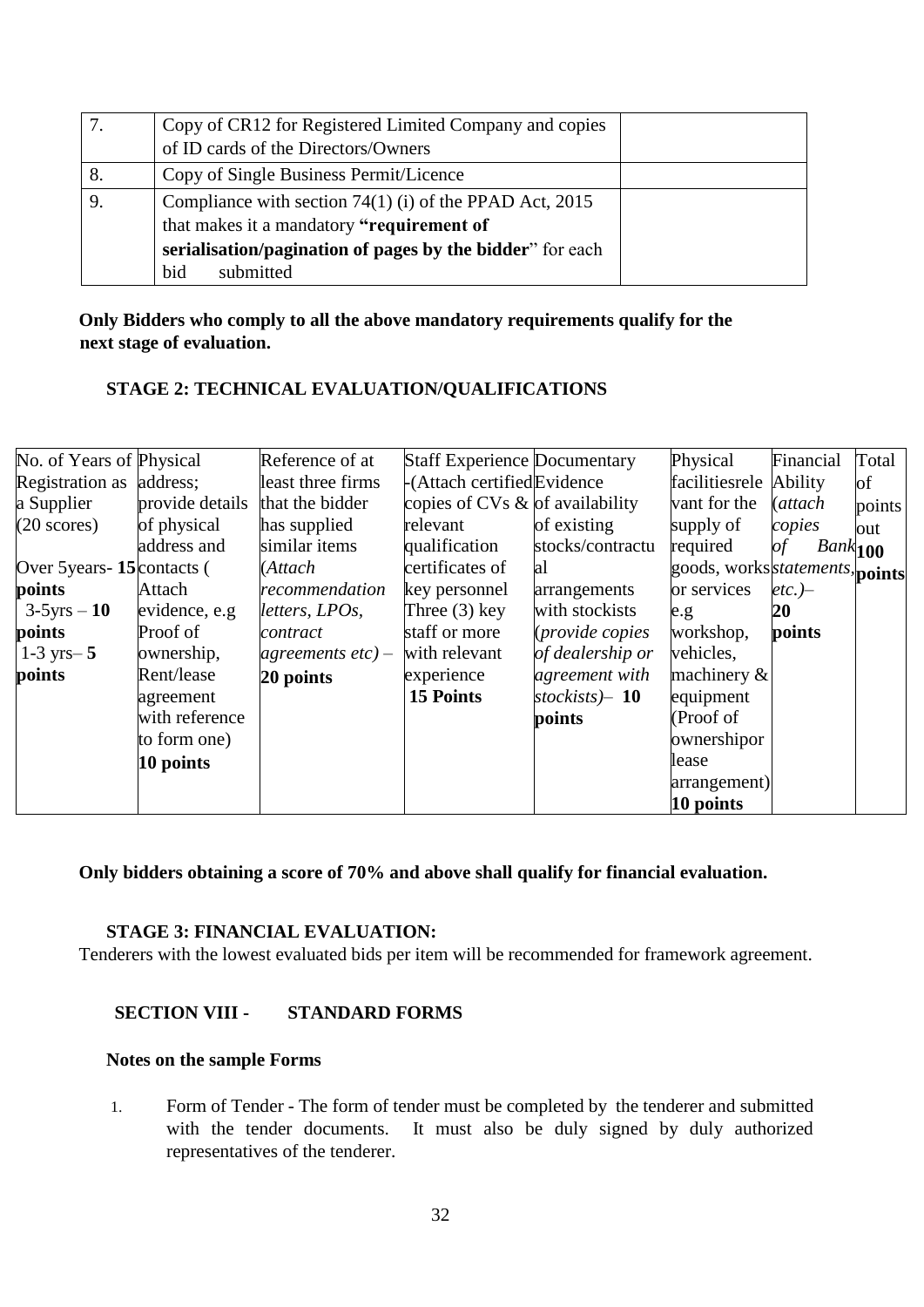| 7. | Copy of CR12 for Registered Limited Company and copies of ID cards of the Directors/Owners | |
|---|---|---|
| 8. | Copy of Single Business Permit/Licence | |
| 9. | Compliance with section 74(1) (i) of the PPAD Act, 2015 that makes it a mandatory **"requirement of serialisation/pagination of pages by the bidder**" for each bid submitted | |

**Only Bidders who comply to all the above mandatory requirements qualify for the next stage of evaluation.**

### STAGE 2: TECHNICAL EVALUATION/QUALIFICATIONS

| No. of Years of Registration as a Supplier (20 scores)<br><br>Over 5years- **15 points**<br>3-5yrs – **10 points**<br>1-3 yrs– **5 points** | Physical address; provide details of physical address and contacts ( Attach evidence, e.g Proof of ownership, Rent/lease agreement with reference to form one)<br>**10 points** | Reference of at least three firms that the bidder has supplied similar items (*Attach recommendation letters, LPOs, contract agreements etc) –*<br>**20 points** | Staff Experience -(Attach certified copies of CVs & relevant qualification certificates of key personnel Three (3) key staff or more with relevant experience<br>**15 Points** | Documentary Evidence of availability of existing stocks/contractual arrangements with stockists (*provide copies of dealership or agreement with stockists)*– **10 points** | Physical facilitiesrelevant for the supply of required goods, works or services e.g workshop, vehicles, machinery & equipment (Proof of ownershipor lease arrangement)<br>**10 points** | Financial Ability (*attach copies of Bank statements, etc.)*–<br>**20 points** | Total of points out **100 points** |
|---|---|---|---|---|---|---|---|

**Only bidders obtaining a score of 70% and above shall qualify for financial evaluation.**

### STAGE 3: FINANCIAL EVALUATION:

Tenderers with the lowest evaluated bids per item will be recommended for framework agreement.

## SECTION VIII - STANDARD FORMS

**Notes on the sample Forms**

1. Form of Tender - The form of tender must be completed by the tenderer and submitted with the tender documents. It must also be duly signed by duly authorized representatives of the tenderer.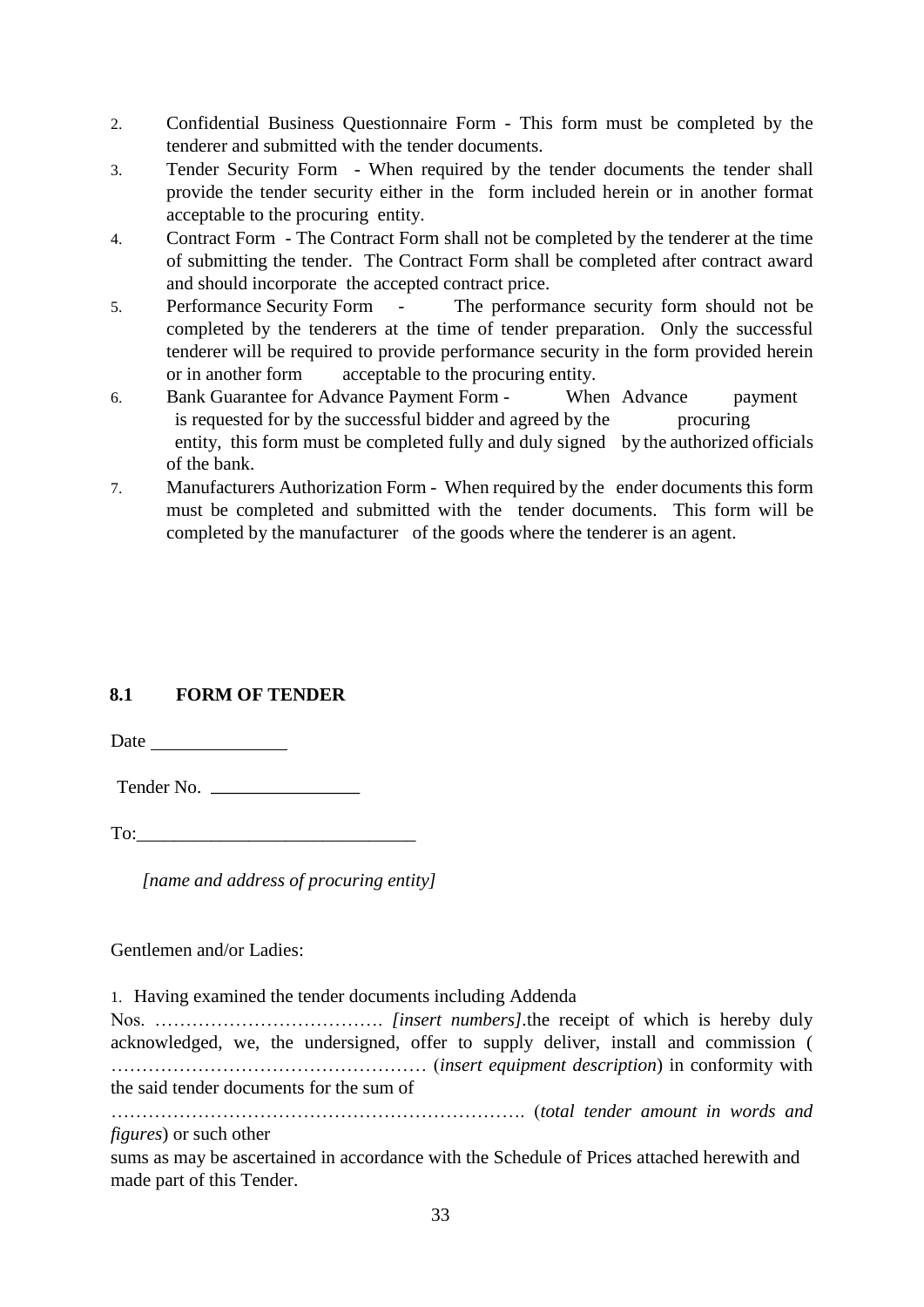2. Confidential Business Questionnaire Form - This form must be completed by the tenderer and submitted with the tender documents.
3. Tender Security Form - When required by the tender documents the tender shall provide the tender security either in the form included herein or in another format acceptable to the procuring entity.
4. Contract Form - The Contract Form shall not be completed by the tenderer at the time of submitting the tender. The Contract Form shall be completed after contract award and should incorporate the accepted contract price.
5. Performance Security Form - The performance security form should not be completed by the tenderers at the time of tender preparation. Only the successful tenderer will be required to provide performance security in the form provided herein or in another form acceptable to the procuring entity.
6. Bank Guarantee for Advance Payment Form - When Advance payment is requested for by the successful bidder and agreed by the procuring entity, this form must be completed fully and duly signed by the authorized officials of the bank.
7. Manufacturers Authorization Form - When required by the ender documents this form must be completed and submitted with the tender documents. This form will be completed by the manufacturer of the goods where the tenderer is an agent.

### 8.1 FORM OF TENDER

Date \_\_\_\_\_\_\_\_\_\_\_\_\_\_

Tender No. \_\_\_\_\_\_\_\_\_\_\_\_\_\_\_\_

To:\_\_\_\_\_\_\_\_\_\_\_\_\_\_\_\_\_\_\_\_\_\_\_\_\_\_\_\_\_\_

*[name and address of procuring entity]*

Gentlemen and/or Ladies:

1. Having examined the tender documents including Addenda Nos. ………………………………. *[insert numbers]*.the receipt of which is hereby duly acknowledged, we, the undersigned, offer to supply deliver, install and commission ( …………………………………………… (*insert equipment description*) in conformity with the said tender documents for the sum of ………………………………………………………. (*total tender amount in words and figures*) or such other sums as may be ascertained in accordance with the Schedule of Prices attached herewith and made part of this Tender.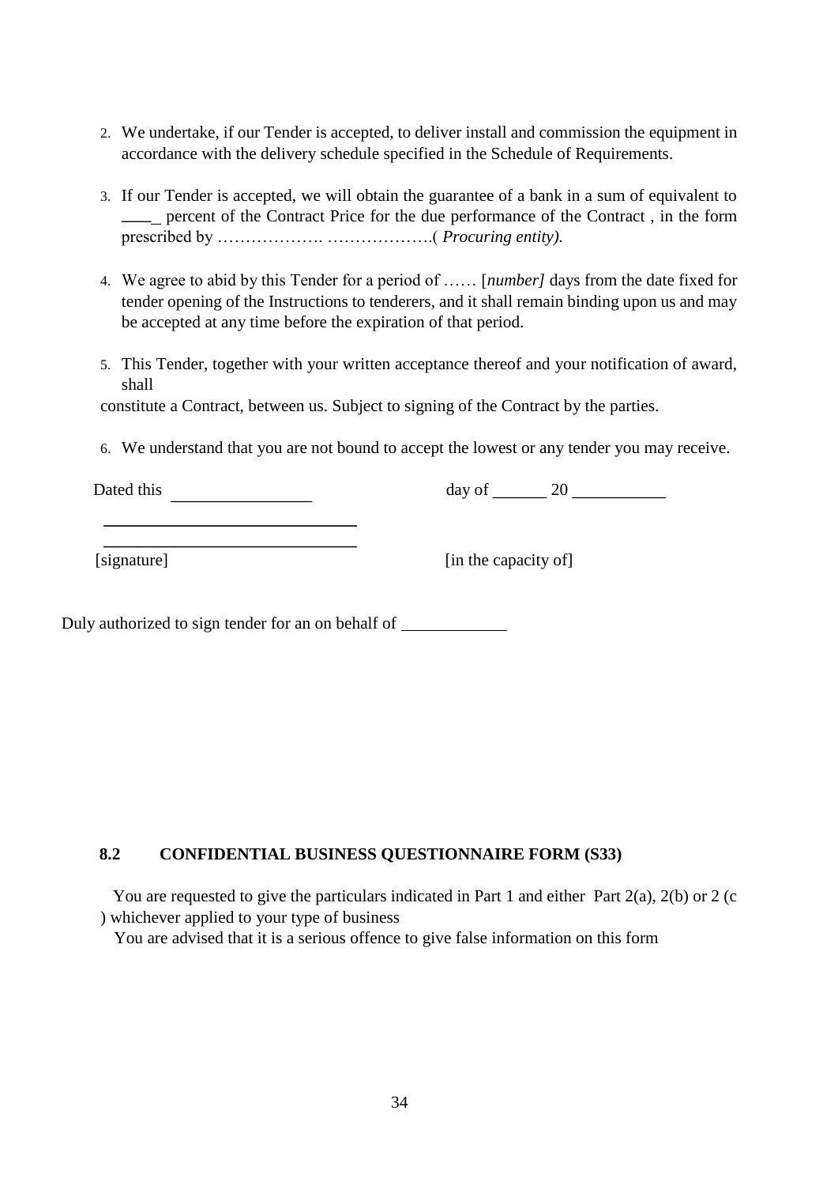2. We undertake, if our Tender is accepted, to deliver install and commission the equipment in accordance with the delivery schedule specified in the Schedule of Requirements.

3. If our Tender is accepted, we will obtain the guarantee of a bank in a sum of equivalent to ____ percent of the Contract Price for the due performance of the Contract , in the form prescribed by ………………. ……………….( *Procuring entity).*

4. We agree to abid by this Tender for a period of …… [*number]* days from the date fixed for tender opening of the Instructions to tenderers, and it shall remain binding upon us and may be accepted at any time before the expiration of that period.

5. This Tender, together with your written acceptance thereof and your notification of award, shall

constitute a Contract, between us. Subject to signing of the Contract by the parties.

6. We understand that you are not bound to accept the lowest or any tender you may receive.

Dated this ________________ day of ______ 20 ___________

______________________________

______________________________

[signature] [in the capacity of]

Duly authorized to sign tender for an on behalf of ____________

**8.2 CONFIDENTIAL BUSINESS QUESTIONNAIRE FORM (S33)**

You are requested to give the particulars indicated in Part 1 and either Part 2(a), 2(b) or 2 (c ) whichever applied to your type of business

You are advised that it is a serious offence to give false information on this form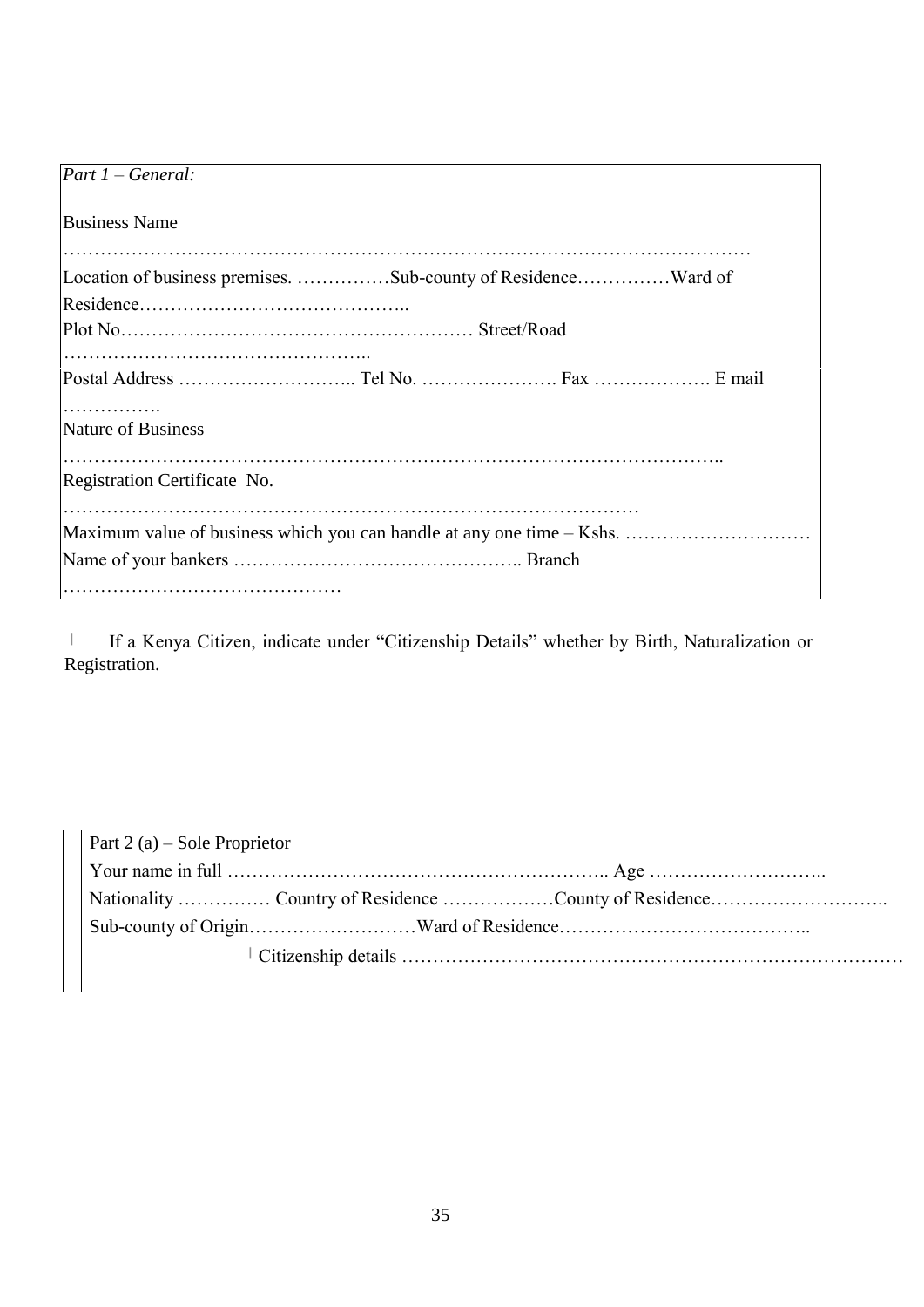*Part 1 – General:*

Business Name

…………………………………………………………………………………………………

Location of business premises. ……………Sub-county of Residence……………Ward of Residence……………………………………..

Plot No………………………………………………… Street/Road …………………………………………..

Postal Address ……………………….. Tel No. …………………. Fax ………………. E mail …………….

Nature of Business

………………………………………………………………………………………..

Registration Certificate No.

………………………………………………………………………………

Maximum value of business which you can handle at any one time – Kshs. …………………………

Name of your bankers ……………………………………….. Branch ………………………………………

| If a Kenya Citizen, indicate under "Citizenship Details" whether by Birth, Naturalization or Registration.

Part 2 (a) – Sole Proprietor

Your name in full …………………………………………………….. Age ………………………..

Nationality …………… Country of Residence ………………County of Residence………………………..

Sub-county of Origin………………………Ward of Residence…………………………………..

| Citizenship details ……………………………………………………………………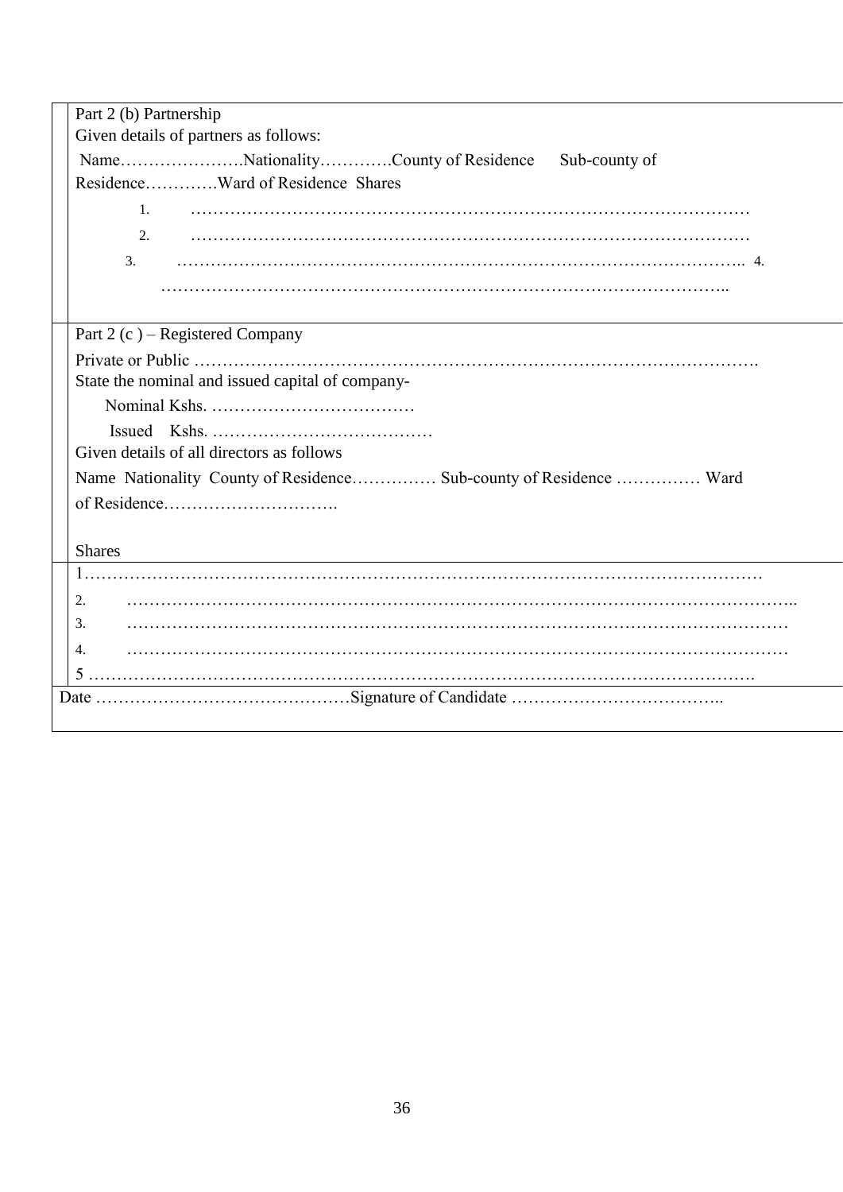Part 2 (b) Partnership

Given details of partners as follows:

Name………………….Nationality………….County of Residence Sub-county of Residence…………Ward of Residence Shares

1. ………………………………………………………………………………………
2. ………………………………………………………………………………………
3. ……………………………………………………………………………………….. 4.

………………………………………………………………………………………..

Part 2 (c ) – Registered Company

Private or Public ……………………………………………………………………………………….

State the nominal and issued capital of company-

Nominal Kshs. ………………………………

Issued Kshs. …………………………………

Given details of all directors as follows

Name Nationality County of Residence…………… Sub-county of Residence …………… Ward of Residence………………………….

Shares

1…………………………………………………………………………………………………………

2. …………………………………………………………………………………………………………..
3. …………………………………………………………………………………………………………
4. …………………………………………………………………………………………………………

5 ………………………………………………………………………………………………………….

Date ………………………………………Signature of Candidate ………………………………..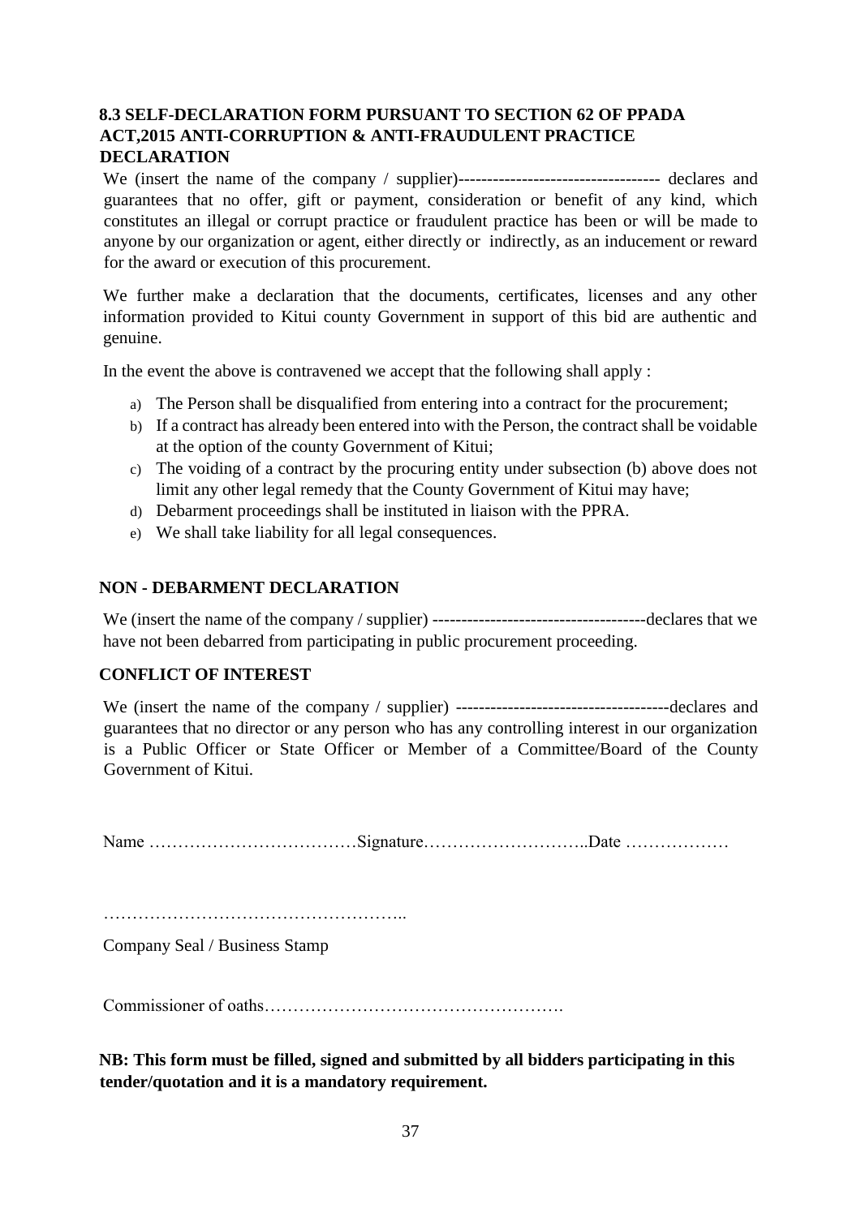### 8.3 SELF-DECLARATION FORM PURSUANT TO SECTION 62 OF PPADA ACT,2015 ANTI-CORRUPTION & ANTI-FRAUDULENT PRACTICE DECLARATION

We (insert the name of the company / supplier)---------------------------------- declares and guarantees that no offer, gift or payment, consideration or benefit of any kind, which constitutes an illegal or corrupt practice or fraudulent practice has been or will be made to anyone by our organization or agent, either directly or indirectly, as an inducement or reward for the award or execution of this procurement.

We further make a declaration that the documents, certificates, licenses and any other information provided to Kitui county Government in support of this bid are authentic and genuine.

In the event the above is contravened we accept that the following shall apply :

a) The Person shall be disqualified from entering into a contract for the procurement;
b) If a contract has already been entered into with the Person, the contract shall be voidable at the option of the county Government of Kitui;
c) The voiding of a contract by the procuring entity under subsection (b) above does not limit any other legal remedy that the County Government of Kitui may have;
d) Debarment proceedings shall be instituted in liaison with the PPRA.
e) We shall take liability for all legal consequences.

**NON - DEBARMENT DECLARATION**

We (insert the name of the company / supplier) ------------------------------------declares that we have not been debarred from participating in public procurement proceeding.

**CONFLICT OF INTEREST**

We (insert the name of the company / supplier) ------------------------------------declares and guarantees that no director or any person who has any controlling interest in our organization is a Public Officer or State Officer or Member of a Committee/Board of the County Government of Kitui.

Name ………………………………Signature………………………..Date ………………

……………………………………………..

Company Seal / Business Stamp

Commissioner of oaths…………………………………………….

**NB: This form must be filled, signed and submitted by all bidders participating in this tender/quotation and it is a mandatory requirement.**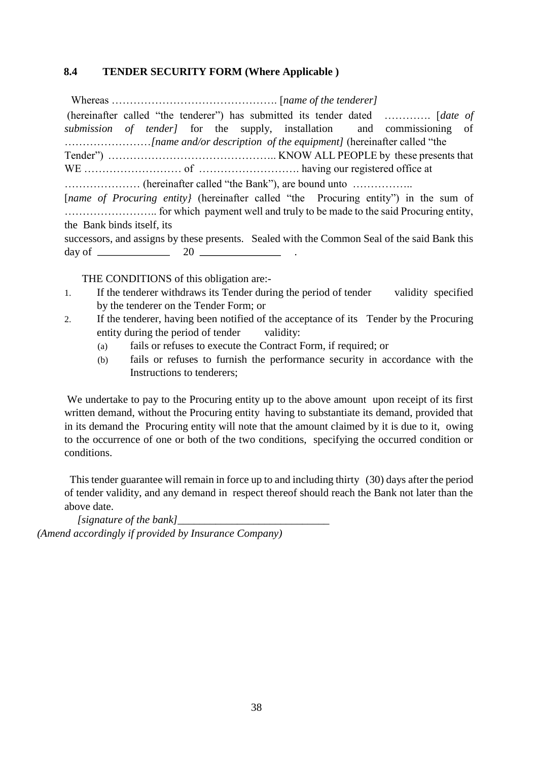### 8.4 TENDER SECURITY FORM (Where Applicable )

Whereas ………………………………………. [*name of the tenderer]*

(hereinafter called "the tenderer") has submitted its tender dated …………. [*date of submission of tender]* for the supply, installation and commissioning of ……………………*[name and/or description of the equipment]* (hereinafter called "the Tender") ……………………………………….. KNOW ALL PEOPLE by these presents that WE ……………………… of ………………………. having our registered office at ………………… (hereinafter called "the Bank"), are bound unto …………….. [*name of Procuring entity}* (hereinafter called "the Procuring entity") in the sum of …………………….. for which payment well and truly to be made to the said Procuring entity, the Bank binds itself, its successors, and assigns by these presents. Sealed with the Common Seal of the said Bank this day of ______________ 20 ________________ .

THE CONDITIONS of this obligation are:-

1. If the tenderer withdraws its Tender during the period of tender validity specified by the tenderer on the Tender Form; or
2. If the tenderer, having been notified of the acceptance of its Tender by the Procuring entity during the period of tender validity:
   (a) fails or refuses to execute the Contract Form, if required; or
   (b) fails or refuses to furnish the performance security in accordance with the Instructions to tenderers;

We undertake to pay to the Procuring entity up to the above amount upon receipt of its first written demand, without the Procuring entity having to substantiate its demand, provided that in its demand the Procuring entity will note that the amount claimed by it is due to it, owing to the occurrence of one or both of the two conditions, specifying the occurred condition or conditions.

This tender guarantee will remain in force up to and including thirty (30) days after the period of tender validity, and any demand in respect thereof should reach the Bank not later than the above date.

*[signature of the bank]*____________________________

*(Amend accordingly if provided by Insurance Company)*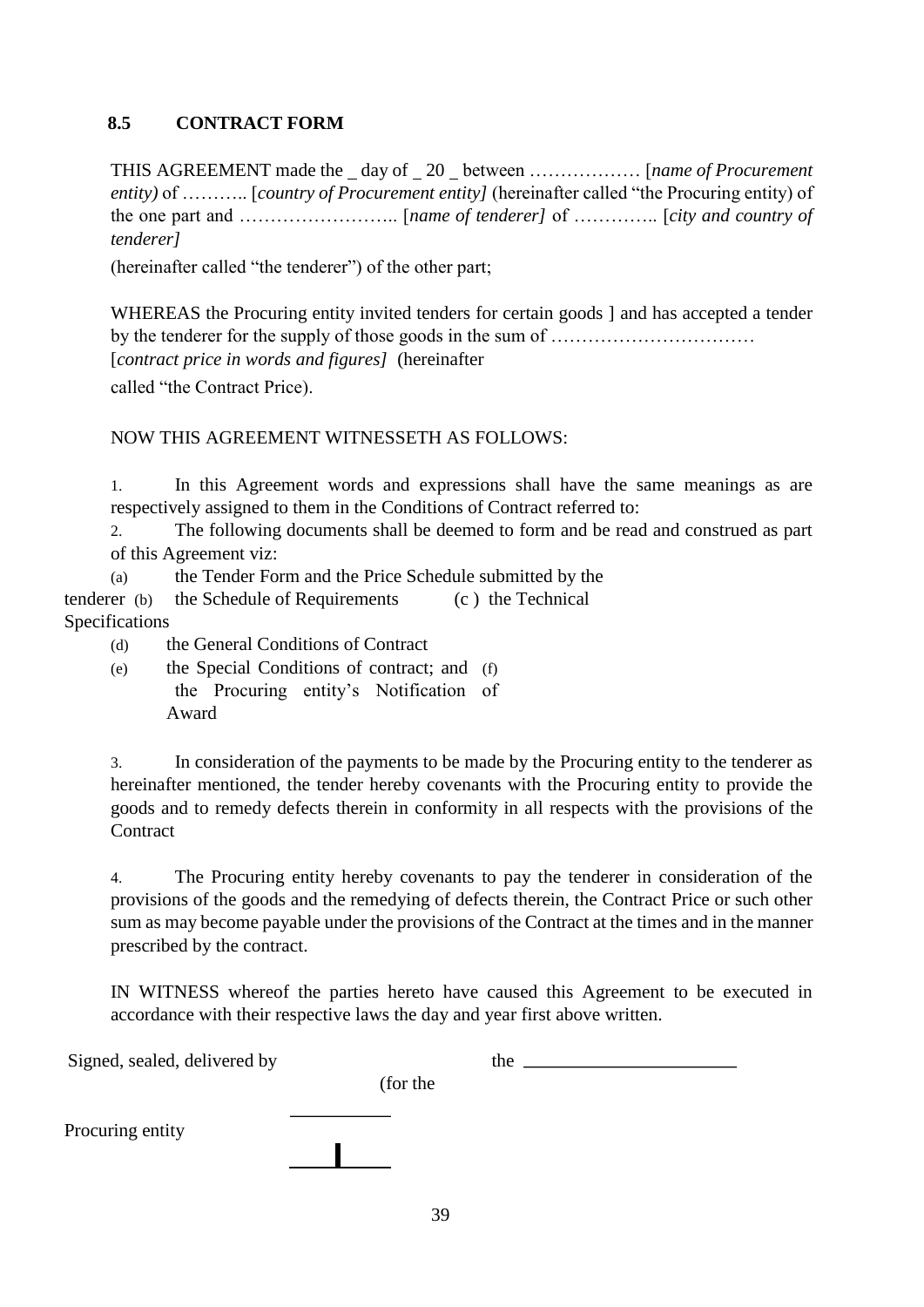## 8.5 CONTRACT FORM

THIS AGREEMENT made the _ day of _ 20 _ between ……………… [*name of Procurement entity)* of ……….. [*country of Procurement entity]* (hereinafter called "the Procuring entity) of the one part and …………………….. [*name of tenderer]* of ………….. [*city and country of tenderer]*

(hereinafter called "the tenderer") of the other part;

WHEREAS the Procuring entity invited tenders for certain goods ] and has accepted a tender by the tenderer for the supply of those goods in the sum of …………………………… [*contract price in words and figures]* (hereinafter called "the Contract Price).

NOW THIS AGREEMENT WITNESSETH AS FOLLOWS:

1. In this Agreement words and expressions shall have the same meanings as are respectively assigned to them in the Conditions of Contract referred to:
2. The following documents shall be deemed to form and be read and construed as part of this Agreement viz:

(a) the Tender Form and the Price Schedule submitted by the tenderer
(b) the Schedule of Requirements
(c ) the Technical Specifications
(d) the General Conditions of Contract
(e) the Special Conditions of contract; and
(f) the Procuring entity's Notification of Award

3. In consideration of the payments to be made by the Procuring entity to the tenderer as hereinafter mentioned, the tender hereby covenants with the Procuring entity to provide the goods and to remedy defects therein in conformity in all respects with the provisions of the Contract

4. The Procuring entity hereby covenants to pay the tenderer in consideration of the provisions of the goods and the remedying of defects therein, the Contract Price or such other sum as may become payable under the provisions of the Contract at the times and in the manner prescribed by the contract.

IN WITNESS whereof the parties hereto have caused this Agreement to be executed in accordance with their respective laws the day and year first above written.

Signed, sealed, delivered by ____________ the ______________________ (for the Procuring entity

____________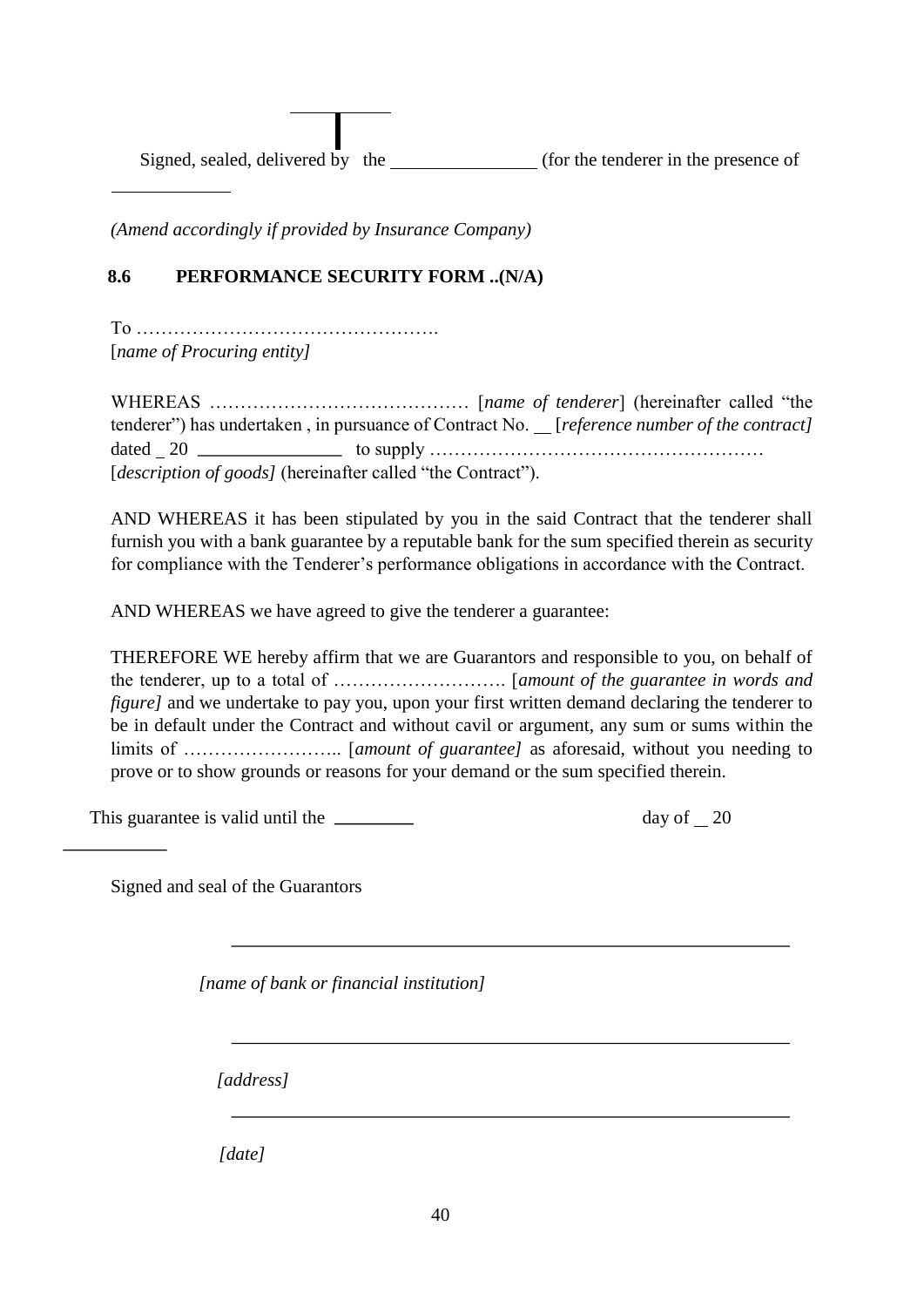Signed, sealed, delivered by the _______________ (for the tenderer in the presence of

____________

*(Amend accordingly if provided by Insurance Company)*

## 8.6 PERFORMANCE SECURITY FORM ..(N/A)

To ………………………………………….
[*name of Procuring entity]*

WHEREAS …………………………………… [*name of tenderer*] (hereinafter called "the tenderer") has undertaken , in pursuance of Contract No. __ [*reference number of the contract]* dated _ 20 _______________ to supply ………………………………………………
[*description of goods]* (hereinafter called "the Contract").

AND WHEREAS it has been stipulated by you in the said Contract that the tenderer shall furnish you with a bank guarantee by a reputable bank for the sum specified therein as security for compliance with the Tenderer's performance obligations in accordance with the Contract.

AND WHEREAS we have agreed to give the tenderer a guarantee:

THEREFORE WE hereby affirm that we are Guarantors and responsible to you, on behalf of the tenderer, up to a total of ………………………. [*amount of the guarantee in words and figure]* and we undertake to pay you, upon your first written demand declaring the tenderer to be in default under the Contract and without cavil or argument, any sum or sums within the limits of …………………….. [*amount of guarantee]* as aforesaid, without you needing to prove or to show grounds or reasons for your demand or the sum specified therein.

This guarantee is valid until the ________ day of __ 20

__________

Signed and seal of the Guarantors

____________________________________________________________

*[name of bank or financial institution]*

____________________________________________________________

*[address]*

____________________________________________________________

*[date]*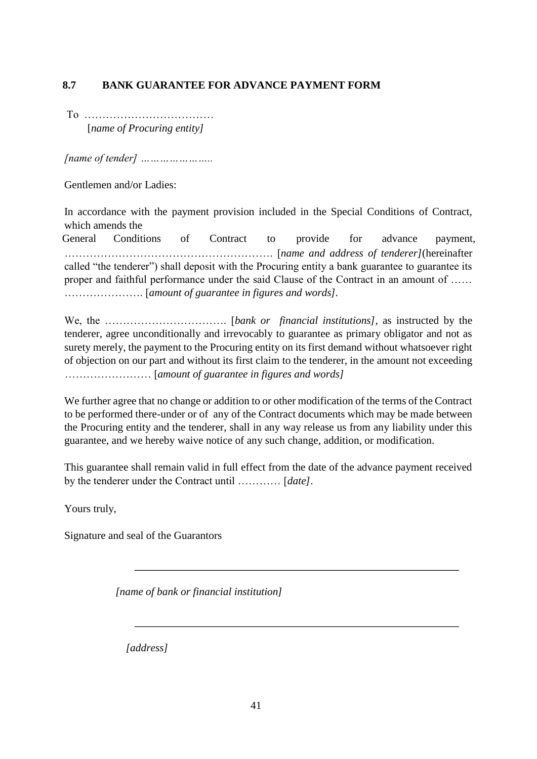## 8.7 BANK GUARANTEE FOR ADVANCE PAYMENT FORM

To ………………………………
[*name of Procuring entity]*

*[name of tender] …………………..*

Gentlemen and/or Ladies:

In accordance with the payment provision included in the Special Conditions of Contract, which amends the General Conditions of Contract to provide for advance payment, …………………………………………………. [*name and address of tenderer]*(hereinafter called "the tenderer") shall deposit with the Procuring entity a bank guarantee to guarantee its proper and faithful performance under the said Clause of the Contract in an amount of …… …………………. [*amount of guarantee in figures and words]*.

We, the ……………………………. [*bank or financial institutions]*, as instructed by the tenderer, agree unconditionally and irrevocably to guarantee as primary obligator and not as surety merely, the payment to the Procuring entity on its first demand without whatsoever right of objection on our part and without its first claim to the tenderer, in the amount not exceeding …………………… [*amount of guarantee in figures and words]*

We further agree that no change or addition to or other modification of the terms of the Contract to be performed there-under or of any of the Contract documents which may be made between the Procuring entity and the tenderer, shall in any way release us from any liability under this guarantee, and we hereby waive notice of any such change, addition, or modification.

This guarantee shall remain valid in full effect from the date of the advance payment received by the tenderer under the Contract until ………… [*date]*.

Yours truly,

Signature and seal of the Guarantors

_______________________________________________

*[name of bank or financial institution]*

_______________________________________________

*[address]*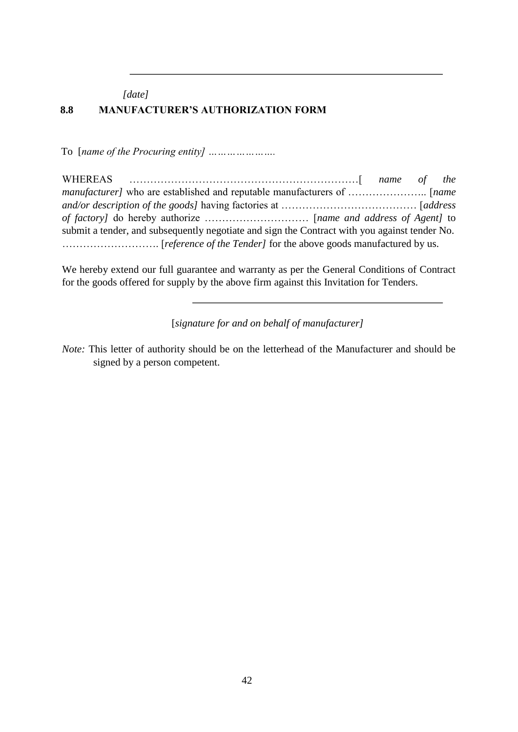_______________________________________________

*[date]*

## 8.8 MANUFACTURER'S AUTHORIZATION FORM

To [*name of the Procuring entity] ………………….*

WHEREAS …………………………………………………………[ *name of the manufacturer]* who are established and reputable manufacturers of ………………….. [*name and/or description of the goods]* having factories at ………………………………… [*address of factory]* do hereby authorize ………………………… [*name and address of Agent]* to submit a tender, and subsequently negotiate and sign the Contract with you against tender No. ………………………. [*reference of the Tender]* for the above goods manufactured by us.

We hereby extend our full guarantee and warranty as per the General Conditions of Contract for the goods offered for supply by the above firm against this Invitation for Tenders.

_______________________________________________

[*signature for and on behalf of manufacturer]*

*Note:* This letter of authority should be on the letterhead of the Manufacturer and should be signed by a person competent.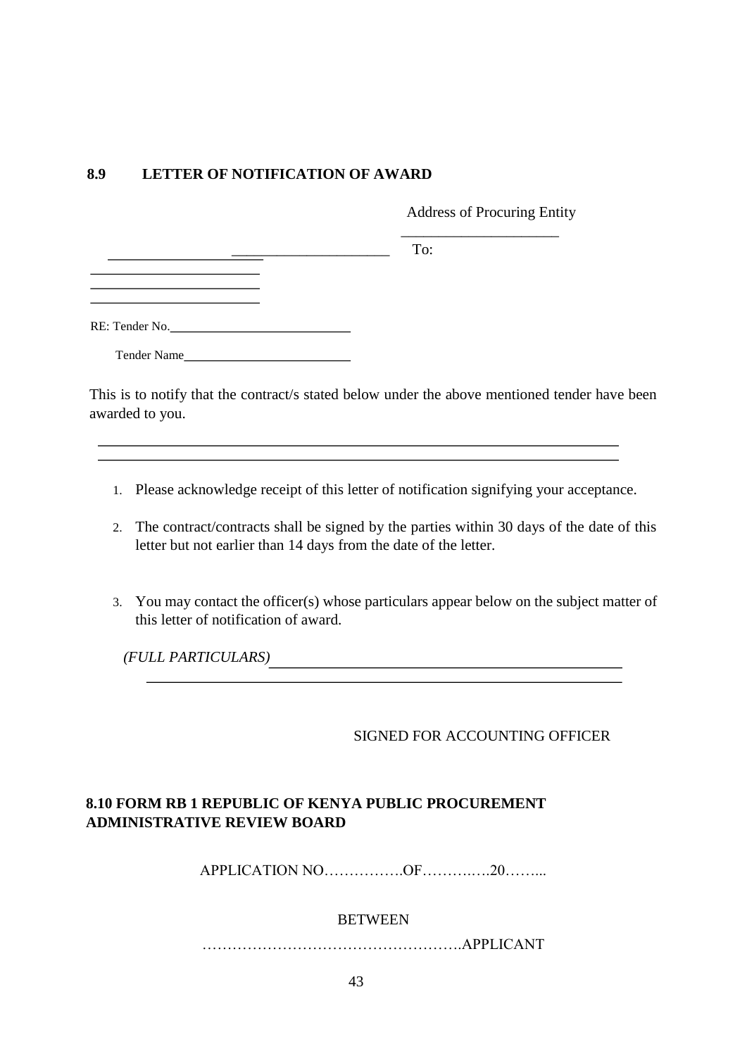## 8.9 LETTER OF NOTIFICATION OF AWARD

Address of Procuring Entity

\_\_\_\_\_\_\_\_\_\_\_\_\_\_\_\_\_\_\_\_\_\_

\_\_\_\_\_\_\_\_\_\_\_\_\_\_\_\_\_\_\_\_\_\_ \_\_\_\_\_\_\_\_\_\_\_\_\_\_\_\_\_\_\_\_\_\_ To:

\_\_\_\_\_\_\_\_\_\_\_\_\_\_\_\_\_\_\_\_\_\_

\_\_\_\_\_\_\_\_\_\_\_\_\_\_\_\_\_\_\_\_\_\_

\_\_\_\_\_\_\_\_\_\_\_\_\_\_\_\_\_\_\_\_\_\_

RE: Tender No.\_\_\_\_\_\_\_\_\_\_\_\_\_\_\_\_\_\_\_\_\_\_\_\_\_\_

Tender Name\_\_\_\_\_\_\_\_\_\_\_\_\_\_\_\_\_\_\_\_\_\_\_\_\_\_

This is to notify that the contract/s stated below under the above mentioned tender have been awarded to you.

\_\_\_\_\_\_\_\_\_\_\_\_\_\_\_\_\_\_\_\_\_\_\_\_\_\_\_\_\_\_\_\_\_\_\_\_\_\_\_\_\_\_\_\_\_\_\_\_\_\_\_\_\_\_\_\_\_\_\_\_\_\_\_\_\_\_\_\_

\_\_\_\_\_\_\_\_\_\_\_\_\_\_\_\_\_\_\_\_\_\_\_\_\_\_\_\_\_\_\_\_\_\_\_\_\_\_\_\_\_\_\_\_\_\_\_\_\_\_\_\_\_\_\_\_\_\_\_\_\_\_\_\_\_\_\_\_

1. Please acknowledge receipt of this letter of notification signifying your acceptance.
2. The contract/contracts shall be signed by the parties within 30 days of the date of this letter but not earlier than 14 days from the date of the letter.
3. You may contact the officer(s) whose particulars appear below on the subject matter of this letter of notification of award.

*(FULL PARTICULARS)*\_\_\_\_\_\_\_\_\_\_\_\_\_\_\_\_\_\_\_\_\_\_\_\_\_\_\_\_\_\_\_\_\_\_\_\_\_\_\_\_\_\_\_\_\_\_

\_\_\_\_\_\_\_\_\_\_\_\_\_\_\_\_\_\_\_\_\_\_\_\_\_\_\_\_\_\_\_\_\_\_\_\_\_\_\_\_\_\_\_\_\_\_\_\_\_\_\_\_\_\_\_\_\_\_\_\_\_\_

SIGNED FOR ACCOUNTING OFFICER

## 8.10 FORM RB 1 REPUBLIC OF KENYA PUBLIC PROCUREMENT ADMINISTRATIVE REVIEW BOARD

APPLICATION NO…………….OF……….….20……...

BETWEEN

…………………………………………….APPLICANT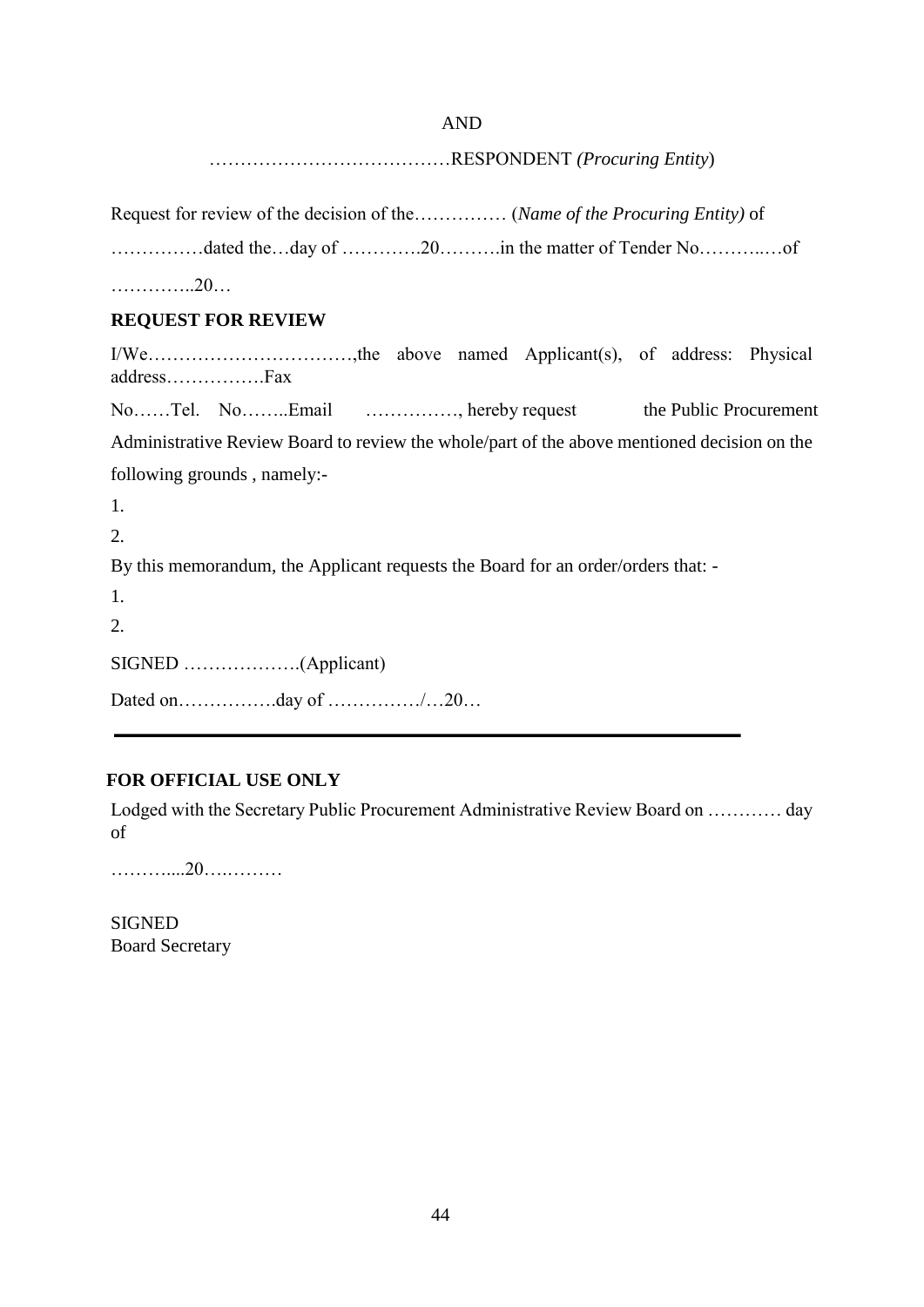AND

…………………………………RESPONDENT *(Procuring Entity*)

Request for review of the decision of the…………… (*Name of the Procuring Entity)* of ……………dated the…day of ………….20……….in the matter of Tender No………..…of …………..20…

**REQUEST FOR REVIEW**

I/We……………………………,the above named Applicant(s), of address: Physical address…………….Fax No……Tel. No……..Email ……………, hereby request the Public Procurement Administrative Review Board to review the whole/part of the above mentioned decision on the following grounds , namely:-

1.

2.

By this memorandum, the Applicant requests the Board for an order/orders that: -

1.

2.

SIGNED ……………….(Applicant)

Dated on…………….day of ……………/…20…

---

**FOR OFFICIAL USE ONLY**

Lodged with the Secretary Public Procurement Administrative Review Board on ………… day of

………....20….………

SIGNED
Board Secretary